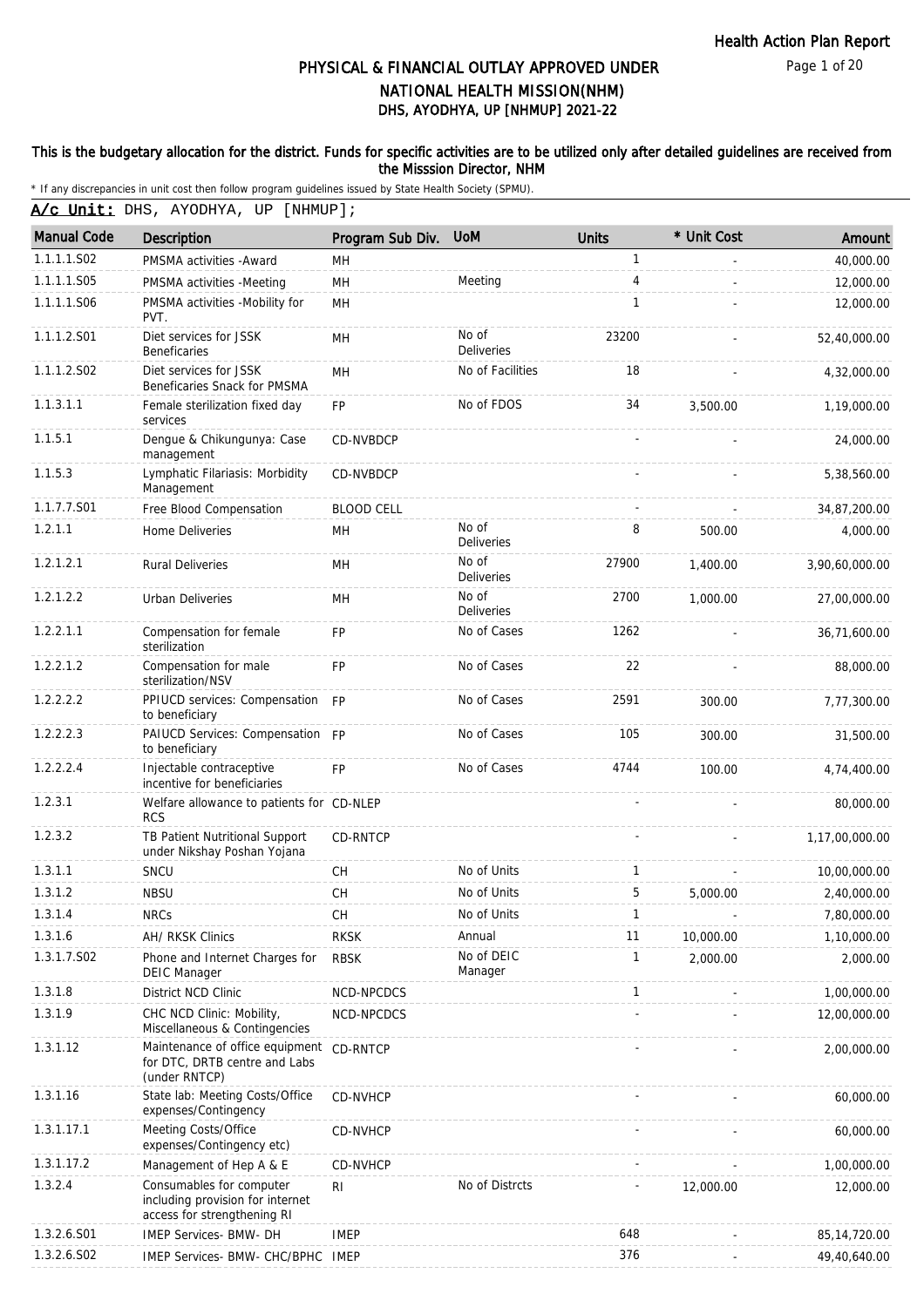# PHYSICAL & FINANCIAL OUTLAY APPROVED UNDER NATIONAL HEALTH MISSION(NHM)

## DHS, AYODHYA, UP [NHMUP] 2021-22

**This is the budgetary allocation for the district. Funds for specific activities are to be utilized only after detailed guidelines are received from the Misssion Director, NHM**

* If any discrepancies in unit cost then follow program guidelines issued by State Health Society (SPMU).

**A/c Unit:** DHS, AYODHYA, UP [NHMUP];

| Manual Code | Description | Program Sub Div. | UoM | Units | * Unit Cost | Amount |
|---|---|---|---|---|---|---|
| 1.1.1.1.S02 | PMSMA activities -Award | MH | | 1 | - | 40,000.00 |
| 1.1.1.1.S05 | PMSMA activities -Meeting | MH | Meeting | 4 | - | 12,000.00 |
| 1.1.1.1.S06 | PMSMA activities -Mobility for PVT. | MH | | 1 | - | 12,000.00 |
| 1.1.1.2.S01 | Diet services for JSSK Beneficaries | MH | No of Deliveries | 23200 | - | 52,40,000.00 |
| 1.1.1.2.S02 | Diet services for JSSK Beneficaries Snack for PMSMA | MH | No of Facilities | 18 | - | 4,32,000.00 |
| 1.1.3.1.1 | Female sterilization fixed day services | FP | No of FDOS | 34 | 3,500.00 | 1,19,000.00 |
| 1.1.5.1 | Dengue & Chikungunya: Case management | CD-NVBDCP | | - | - | 24,000.00 |
| 1.1.5.3 | Lymphatic Filariasis: Morbidity Management | CD-NVBDCP | | - | - | 5,38,560.00 |
| 1.1.7.7.S01 | Free Blood Compensation | BLOOD CELL | | - | - | 34,87,200.00 |
| 1.2.1.1 | Home Deliveries | MH | No of Deliveries | 8 | 500.00 | 4,000.00 |
| 1.2.1.2.1 | Rural Deliveries | MH | No of Deliveries | 27900 | 1,400.00 | 3,90,60,000.00 |
| 1.2.1.2.2 | Urban Deliveries | MH | No of Deliveries | 2700 | 1,000.00 | 27,00,000.00 |
| 1.2.2.1.1 | Compensation for female sterilization | FP | No of Cases | 1262 | - | 36,71,600.00 |
| 1.2.2.1.2 | Compensation for male sterilization/NSV | FP | No of Cases | 22 | - | 88,000.00 |
| 1.2.2.2.2 | PPIUCD services: Compensation to beneficiary | FP | No of Cases | 2591 | 300.00 | 7,77,300.00 |
| 1.2.2.2.3 | PAIUCD Services: Compensation to beneficiary | FP | No of Cases | 105 | 300.00 | 31,500.00 |
| 1.2.2.2.4 | Injectable contraceptive incentive for beneficiaries | FP | No of Cases | 4744 | 100.00 | 4,74,400.00 |
| 1.2.3.1 | Welfare allowance to patients for RCS | CD-NLEP | | - | - | 80,000.00 |
| 1.2.3.2 | TB Patient Nutritional Support under Nikshay Poshan Yojana | CD-RNTCP | | - | - | 1,17,00,000.00 |
| 1.3.1.1 | SNCU | CH | No of Units | 1 | - | 10,00,000.00 |
| 1.3.1.2 | NBSU | CH | No of Units | 5 | 5,000.00 | 2,40,000.00 |
| 1.3.1.4 | NRCs | CH | No of Units | 1 | - | 7,80,000.00 |
| 1.3.1.6 | AH/ RKSK Clinics | RKSK | Annual | 11 | 10,000.00 | 1,10,000.00 |
| 1.3.1.7.S02 | Phone and Internet Charges for DEIC Manager | RBSK | No of DEIC Manager | 1 | 2,000.00 | 2,000.00 |
| 1.3.1.8 | District NCD Clinic | NCD-NPCDCS | | 1 | - | 1,00,000.00 |
| 1.3.1.9 | CHC NCD Clinic: Mobility, Miscellaneous & Contingencies | NCD-NPCDCS | | - | - | 12,00,000.00 |
| 1.3.1.12 | Maintenance of office equipment for DTC, DRTB centre and Labs (under RNTCP) | CD-RNTCP | | - | - | 2,00,000.00 |
| 1.3.1.16 | State lab: Meeting Costs/Office expenses/Contingency | CD-NVHCP | | - | - | 60,000.00 |
| 1.3.1.17.1 | Meeting Costs/Office expenses/Contingency etc) | CD-NVHCP | | - | - | 60,000.00 |
| 1.3.1.17.2 | Management of Hep A & E | CD-NVHCP | | - | - | 1,00,000.00 |
| 1.3.2.4 | Consumables for computer including provision for internet access for strengthening RI | RI | No of Distrcts | - | 12,000.00 | 12,000.00 |
| 1.3.2.6.S01 | IMEP Services- BMW- DH | IMEP | | 648 | - | 85,14,720.00 |
| 1.3.2.6.S02 | IMEP Services- BMW- CHC/BPHC | IMEP | | 376 | - | 49,40,640.00 |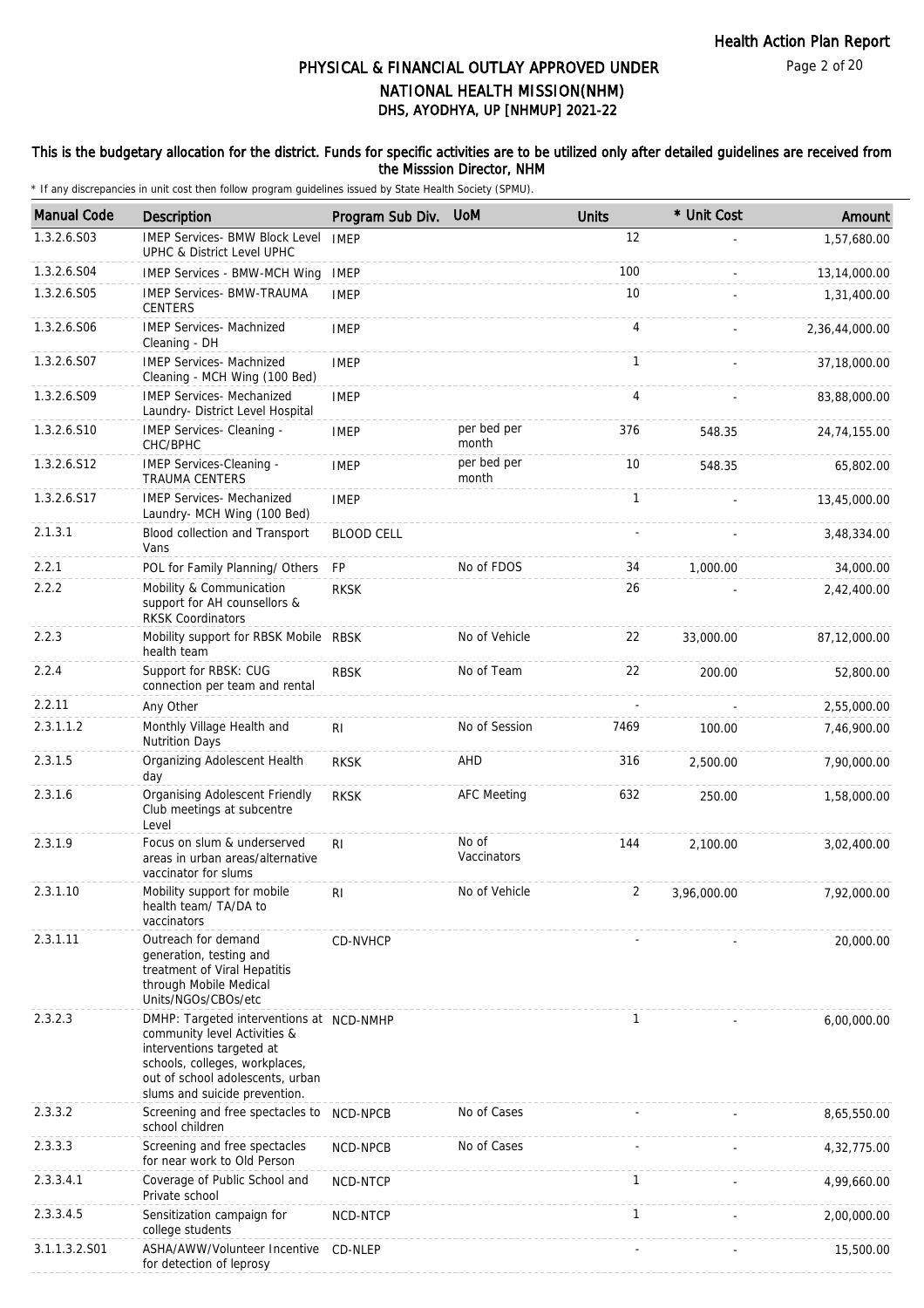# PHYSICAL & FINANCIAL OUTLAY APPROVED UNDER NATIONAL HEALTH MISSION(NHM)

## DHS, AYODHYA, UP [NHMUP] 2021-22

**This is the budgetary allocation for the district. Funds for specific activities are to be utilized only after detailed guidelines are received from the Misssion Director, NHM**

\* If any discrepancies in unit cost then follow program guidelines issued by State Health Society (SPMU).

| Manual Code | Description | Program Sub Div. | UoM | Units | * Unit Cost | Amount |
|---|---|---|---|---|---|---|
| 1.3.2.6.S03 | IMEP Services- BMW Block Level UPHC & District Level UPHC | IMEP | | 12 | - | 1,57,680.00 |
| 1.3.2.6.S04 | IMEP Services - BMW-MCH Wing | IMEP | | 100 | - | 13,14,000.00 |
| 1.3.2.6.S05 | IMEP Services- BMW-TRAUMA CENTERS | IMEP | | 10 | - | 1,31,400.00 |
| 1.3.2.6.S06 | IMEP Services- Machnized Cleaning - DH | IMEP | | 4 | - | 2,36,44,000.00 |
| 1.3.2.6.S07 | IMEP Services- Machnized Cleaning - MCH Wing (100 Bed) | IMEP | | 1 | - | 37,18,000.00 |
| 1.3.2.6.S09 | IMEP Services- Mechanized Laundry- District Level Hospital | IMEP | | 4 | - | 83,88,000.00 |
| 1.3.2.6.S10 | IMEP Services- Cleaning - CHC/BPHC | IMEP | per bed per month | 376 | 548.35 | 24,74,155.00 |
| 1.3.2.6.S12 | IMEP Services-Cleaning - TRAUMA CENTERS | IMEP | per bed per month | 10 | 548.35 | 65,802.00 |
| 1.3.2.6.S17 | IMEP Services- Mechanized Laundry- MCH Wing (100 Bed) | IMEP | | 1 | - | 13,45,000.00 |
| 2.1.3.1 | Blood collection and Transport Vans | BLOOD CELL | | - | - | 3,48,334.00 |
| 2.2.1 | POL for Family Planning/ Others | FP | No of FDOS | 34 | 1,000.00 | 34,000.00 |
| 2.2.2 | Mobility & Communication support for AH counsellors & RKSK Coordinators | RKSK | | 26 | - | 2,42,400.00 |
| 2.2.3 | Mobility support for RBSK Mobile health team | RBSK | No of Vehicle | 22 | 33,000.00 | 87,12,000.00 |
| 2.2.4 | Support for RBSK: CUG connection per team and rental | RBSK | No of Team | 22 | 200.00 | 52,800.00 |
| 2.2.11 | Any Other | | | - | - | 2,55,000.00 |
| 2.3.1.1.2 | Monthly Village Health and Nutrition Days | RI | No of Session | 7469 | 100.00 | 7,46,900.00 |
| 2.3.1.5 | Organizing Adolescent Health day | RKSK | AHD | 316 | 2,500.00 | 7,90,000.00 |
| 2.3.1.6 | Organising Adolescent Friendly Club meetings at subcentre Level | RKSK | AFC Meeting | 632 | 250.00 | 1,58,000.00 |
| 2.3.1.9 | Focus on slum & underserved areas in urban areas/alternative vaccinator for slums | RI | No of Vaccinators | 144 | 2,100.00 | 3,02,400.00 |
| 2.3.1.10 | Mobility support for mobile health team/ TA/DA to vaccinators | RI | No of Vehicle | 2 | 3,96,000.00 | 7,92,000.00 |
| 2.3.1.11 | Outreach for demand generation, testing and treatment of Viral Hepatitis through Mobile Medical Units/NGOs/CBOs/etc | CD-NVHCP | | - | - | 20,000.00 |
| 2.3.2.3 | DMHP: Targeted interventions at community level Activities & interventions targeted at schools, colleges, workplaces, out of school adolescents, urban slums and suicide prevention. | NCD-NMHP | | 1 | - | 6,00,000.00 |
| 2.3.3.2 | Screening and free spectacles to school children | NCD-NPCB | No of Cases | - | - | 8,65,550.00 |
| 2.3.3.3 | Screening and free spectacles for near work to Old Person | NCD-NPCB | No of Cases | - | - | 4,32,775.00 |
| 2.3.3.4.1 | Coverage of Public School and Private school | NCD-NTCP | | 1 | - | 4,99,660.00 |
| 2.3.3.4.5 | Sensitization campaign for college students | NCD-NTCP | | 1 | - | 2,00,000.00 |
| 3.1.1.3.2.S01 | ASHA/AWW/Volunteer Incentive for detection of leprosy | CD-NLEP | | - | - | 15,500.00 |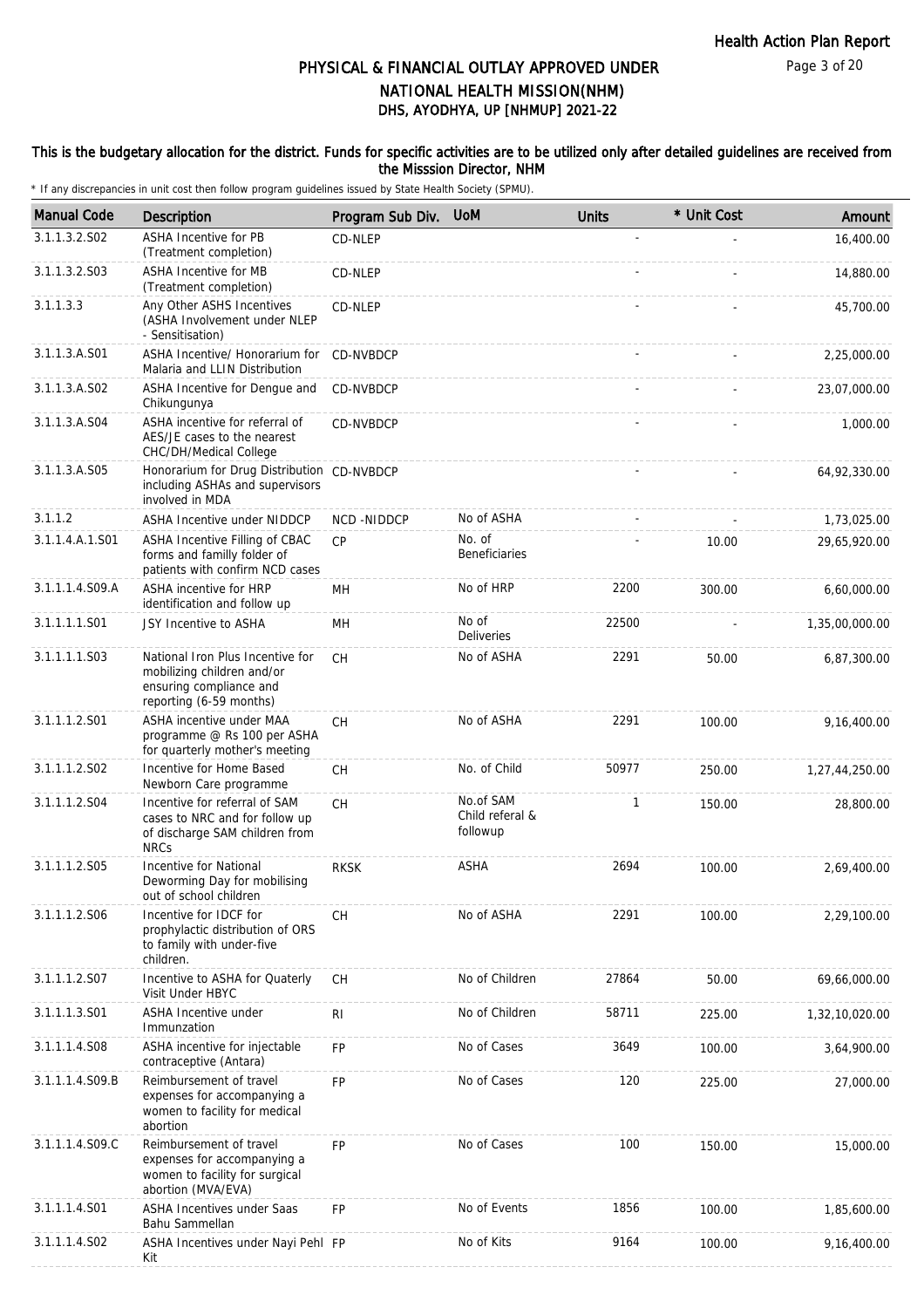# PHYSICAL & FINANCIAL OUTLAY APPROVED UNDER NATIONAL HEALTH MISSION(NHM)

## DHS, AYODHYA, UP [NHMUP] 2021-22

### This is the budgetary allocation for the district. Funds for specific activities are to be utilized only after detailed guidelines are received from the Misssion Director, NHM

\* If any discrepancies in unit cost then follow program guidelines issued by State Health Society (SPMU).

| Manual Code | Description | Program Sub Div. | UoM | Units | * Unit Cost | Amount |
|---|---|---|---|---|---|---|
| 3.1.1.3.2.S02 | ASHA Incentive for PB (Treatment completion) | CD-NLEP | | - | - | 16,400.00 |
| 3.1.1.3.2.S03 | ASHA Incentive for MB (Treatment completion) | CD-NLEP | | - | - | 14,880.00 |
| 3.1.1.3.3 | Any Other ASHS Incentives (ASHA Involvement under NLEP - Sensitisation) | CD-NLEP | | - | - | 45,700.00 |
| 3.1.1.3.A.S01 | ASHA Incentive/ Honorarium for Malaria and LLIN Distribution | CD-NVBDCP | | - | - | 2,25,000.00 |
| 3.1.1.3.A.S02 | ASHA Incentive for Dengue and Chikungunya | CD-NVBDCP | | - | - | 23,07,000.00 |
| 3.1.1.3.A.S04 | ASHA incentive for referral of AES/JE cases to the nearest CHC/DH/Medical College | CD-NVBDCP | | - | - | 1,000.00 |
| 3.1.1.3.A.S05 | Honorarium for Drug Distribution including ASHAs and supervisors involved in MDA | CD-NVBDCP | | - | - | 64,92,330.00 |
| 3.1.1.2 | ASHA Incentive under NIDDCP | NCD -NIDDCP | No of ASHA | - | - | 1,73,025.00 |
| 3.1.1.4.A.1.S01 | ASHA Incentive Filling of CBAC forms and familly folder of patients with confirm NCD cases | CP | No. of Beneficiaries | - | 10.00 | 29,65,920.00 |
| 3.1.1.1.4.S09.A | ASHA incentive for HRP identification and follow up | MH | No of HRP | 2200 | 300.00 | 6,60,000.00 |
| 3.1.1.1.1.S01 | JSY Incentive to ASHA | MH | No of Deliveries | 22500 | - | 1,35,00,000.00 |
| 3.1.1.1.1.S03 | National Iron Plus Incentive for mobilizing children and/or ensuring compliance and reporting (6-59 months) | CH | No of ASHA | 2291 | 50.00 | 6,87,300.00 |
| 3.1.1.1.2.S01 | ASHA incentive under MAA programme @ Rs 100 per ASHA for quarterly mother's meeting | CH | No of ASHA | 2291 | 100.00 | 9,16,400.00 |
| 3.1.1.1.2.S02 | Incentive for Home Based Newborn Care programme | CH | No. of Child | 50977 | 250.00 | 1,27,44,250.00 |
| 3.1.1.1.2.S04 | Incentive for referral of SAM cases to NRC and for follow up of discharge SAM children from NRCs | CH | No.of SAM Child referal & followup | 1 | 150.00 | 28,800.00 |
| 3.1.1.1.2.S05 | Incentive for National Deworming Day for mobilising out of school children | RKSK | ASHA | 2694 | 100.00 | 2,69,400.00 |
| 3.1.1.1.2.S06 | Incentive for IDCF for prophylactic distribution of ORS to family with under-five children. | CH | No of ASHA | 2291 | 100.00 | 2,29,100.00 |
| 3.1.1.1.2.S07 | Incentive to ASHA for Quaterly Visit Under HBYC | CH | No of Children | 27864 | 50.00 | 69,66,000.00 |
| 3.1.1.1.3.S01 | ASHA Incentive under Immunzation | RI | No of Children | 58711 | 225.00 | 1,32,10,020.00 |
| 3.1.1.1.4.S08 | ASHA incentive for injectable contraceptive (Antara) | FP | No of Cases | 3649 | 100.00 | 3,64,900.00 |
| 3.1.1.1.4.S09.B | Reimbursement of travel expenses for accompanying a women to facility for medical abortion | FP | No of Cases | 120 | 225.00 | 27,000.00 |
| 3.1.1.1.4.S09.C | Reimbursement of travel expenses for accompanying a women to facility for surgical abortion (MVA/EVA) | FP | No of Cases | 100 | 150.00 | 15,000.00 |
| 3.1.1.1.4.S01 | ASHA Incentives under Saas Bahu Sammellan | FP | No of Events | 1856 | 100.00 | 1,85,600.00 |
| 3.1.1.1.4.S02 | ASHA Incentives under Nayi Pehl Kit | FP | No of Kits | 9164 | 100.00 | 9,16,400.00 |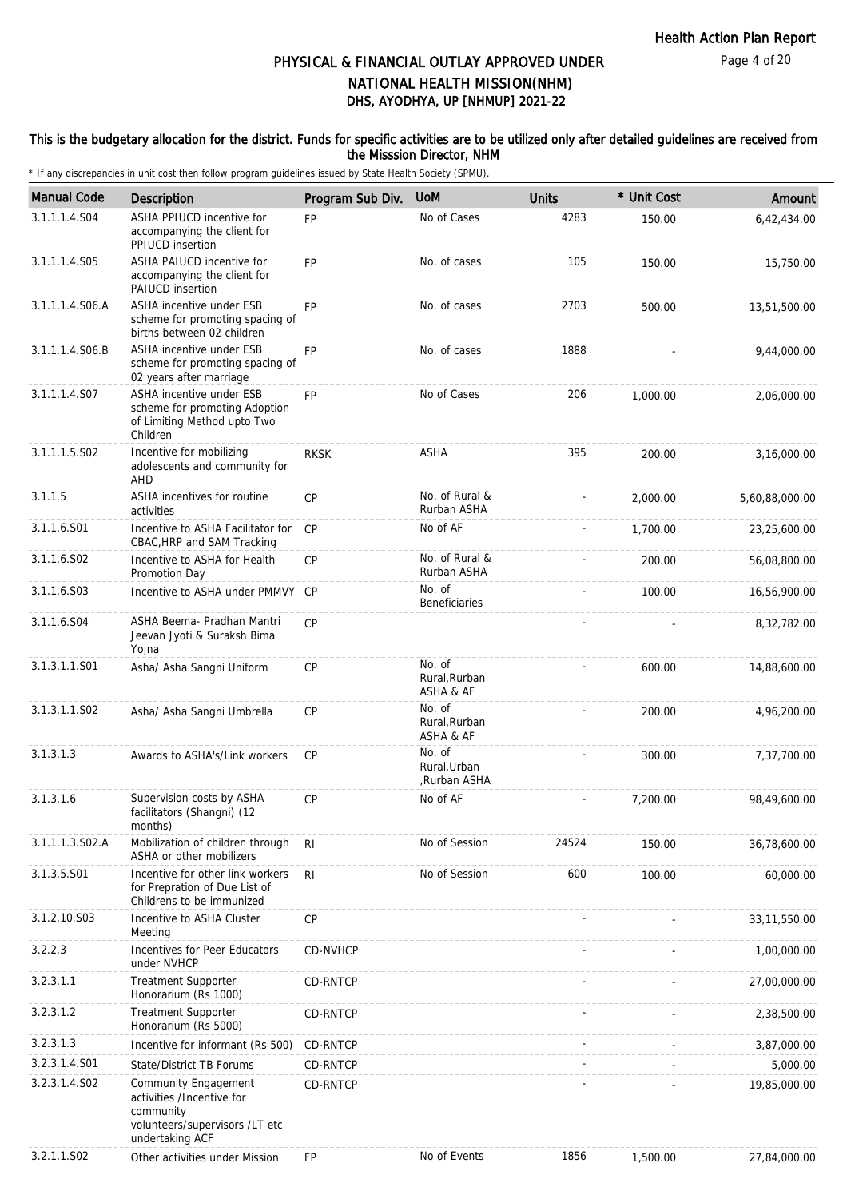# PHYSICAL & FINANCIAL OUTLAY APPROVED UNDER NATIONAL HEALTH MISSION(NHM)

## DHS, AYODHYA, UP [NHMUP] 2021-22

**This is the budgetary allocation for the district. Funds for specific activities are to be utilized only after detailed guidelines are received from the Misssion Director, NHM**

* If any discrepancies in unit cost then follow program guidelines issued by State Health Society (SPMU).

| Manual Code | Description | Program Sub Div. | UoM | Units | * Unit Cost | Amount |
|---|---|---|---|---|---|---|
| 3.1.1.1.4.S04 | ASHA PPIUCD incentive for accompanying the client for PPIUCD insertion | FP | No of Cases | 4283 | 150.00 | 6,42,434.00 |
| 3.1.1.1.4.S05 | ASHA PAIUCD incentive for accompanying the client for PAIUCD insertion | FP | No. of cases | 105 | 150.00 | 15,750.00 |
| 3.1.1.1.4.S06.A | ASHA incentive under ESB scheme for promoting spacing of births between 02 children | FP | No. of cases | 2703 | 500.00 | 13,51,500.00 |
| 3.1.1.1.4.S06.B | ASHA incentive under ESB scheme for promoting spacing of 02 years after marriage | FP | No. of cases | 1888 | - | 9,44,000.00 |
| 3.1.1.1.4.S07 | ASHA incentive under ESB scheme for promoting Adoption of Limiting Method upto Two Children | FP | No of Cases | 206 | 1,000.00 | 2,06,000.00 |
| 3.1.1.1.5.S02 | Incentive for mobilizing adolescents and community for AHD | RKSK | ASHA | 395 | 200.00 | 3,16,000.00 |
| 3.1.1.5 | ASHA incentives for routine activities | CP | No. of Rural & Rurban ASHA | - | 2,000.00 | 5,60,88,000.00 |
| 3.1.1.6.S01 | Incentive to ASHA Facilitator for CBAC,HRP and SAM Tracking | CP | No of AF | - | 1,700.00 | 23,25,600.00 |
| 3.1.1.6.S02 | Incentive to ASHA for Health Promotion Day | CP | No. of Rural & Rurban ASHA | - | 200.00 | 56,08,800.00 |
| 3.1.1.6.S03 | Incentive to ASHA under PMMVY | CP | No. of Beneficiaries | - | 100.00 | 16,56,900.00 |
| 3.1.1.6.S04 | ASHA Beema- Pradhan Mantri Jeevan Jyoti & Suraksh Bima Yojna | CP | | - | - | 8,32,782.00 |
| 3.1.3.1.1.S01 | Asha/ Asha Sangni Uniform | CP | No. of Rural,Rurban ASHA & AF | - | 600.00 | 14,88,600.00 |
| 3.1.3.1.1.S02 | Asha/ Asha Sangni Umbrella | CP | No. of Rural,Rurban ASHA & AF | - | 200.00 | 4,96,200.00 |
| 3.1.3.1.3 | Awards to ASHA's/Link workers | CP | No. of Rural,Urban ,Rurban ASHA | - | 300.00 | 7,37,700.00 |
| 3.1.3.1.6 | Supervision costs by ASHA facilitators (Shangni) (12 months) | CP | No of AF | - | 7,200.00 | 98,49,600.00 |
| 3.1.1.1.3.S02.A | Mobilization of children through ASHA or other mobilizers | RI | No of Session | 24524 | 150.00 | 36,78,600.00 |
| 3.1.3.5.S01 | Incentive for other link workers for Prepration of Due List of Childrens to be immunized | RI | No of Session | 600 | 100.00 | 60,000.00 |
| 3.1.2.10.S03 | Incentive to ASHA Cluster Meeting | CP | | - | - | 33,11,550.00 |
| 3.2.2.3 | Incentives for Peer Educators under NVHCP | CD-NVHCP | | - | - | 1,00,000.00 |
| 3.2.3.1.1 | Treatment Supporter Honorarium (Rs 1000) | CD-RNTCP | | - | - | 27,00,000.00 |
| 3.2.3.1.2 | Treatment Supporter Honorarium (Rs 5000) | CD-RNTCP | | - | - | 2,38,500.00 |
| 3.2.3.1.3 | Incentive for informant (Rs 500) | CD-RNTCP | | - | - | 3,87,000.00 |
| 3.2.3.1.4.S01 | State/District TB Forums | CD-RNTCP | | - | - | 5,000.00 |
| 3.2.3.1.4.S02 | Community Engagement activities /Incentive for community volunteers/supervisors /LT etc undertaking ACF | CD-RNTCP | | - | - | 19,85,000.00 |
| 3.2.1.1.S02 | Other activities under Mission | FP | No of Events | 1856 | 1,500.00 | 27,84,000.00 |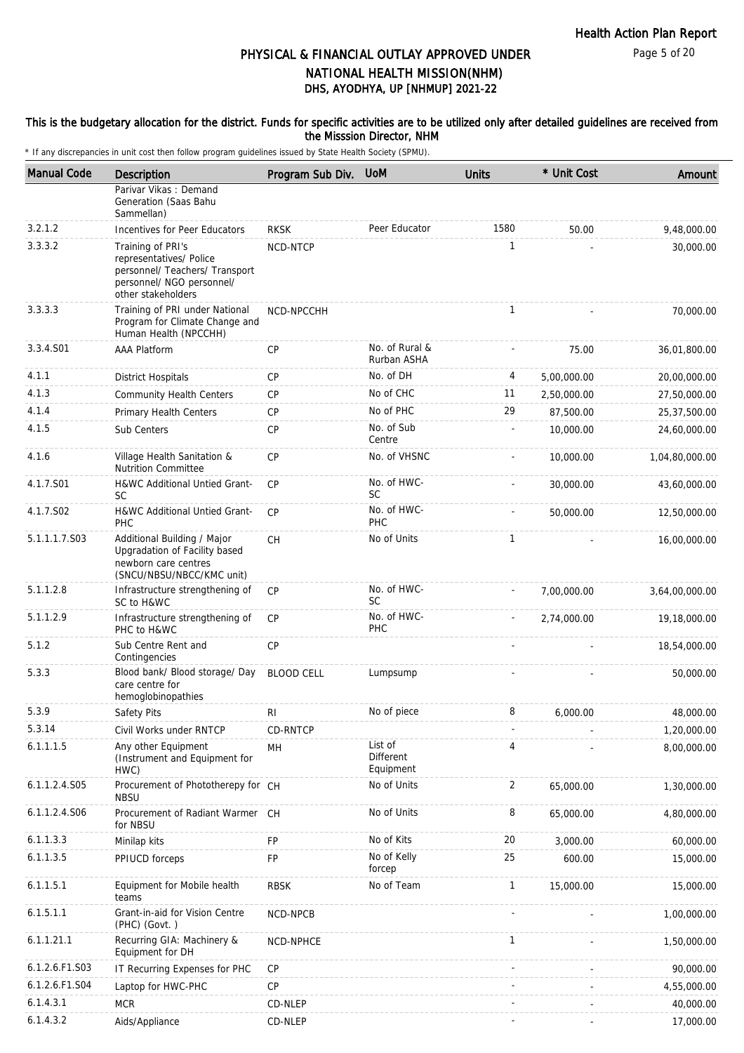## PHYSICAL & FINANCIAL OUTLAY APPROVED UNDER NATIONAL HEALTH MISSION(NHM)
## DHS, AYODHYA, UP [NHMUP] 2021-22

**This is the budgetary allocation for the district. Funds for specific activities are to be utilized only after detailed guidelines are received from the Misssion Director, NHM**

* If any discrepancies in unit cost then follow program guidelines issued by State Health Society (SPMU).

| Manual Code | Description | Program Sub Div. | UoM | Units | * Unit Cost | Amount |
|---|---|---|---|---|---|---|
| | Parivar Vikas : Demand Generation (Saas Bahu Sammellan) | | | | | |
| 3.2.1.2 | Incentives for Peer Educators | RKSK | Peer Educator | 1580 | 50.00 | 9,48,000.00 |
| 3.3.3.2 | Training of PRI's representatives/ Police personnel/ Teachers/ Transport personnel/ NGO personnel/ other stakeholders | NCD-NTCP | | 1 | - | 30,000.00 |
| 3.3.3.3 | Training of PRI under National Program for Climate Change and Human Health (NPCCHH) | NCD-NPCCHH | | 1 | - | 70,000.00 |
| 3.3.4.S01 | AAA Platform | CP | No. of Rural & Rurban ASHA | - | 75.00 | 36,01,800.00 |
| 4.1.1 | District Hospitals | CP | No. of DH | 4 | 5,00,000.00 | 20,00,000.00 |
| 4.1.3 | Community Health Centers | CP | No of CHC | 11 | 2,50,000.00 | 27,50,000.00 |
| 4.1.4 | Primary Health Centers | CP | No of PHC | 29 | 87,500.00 | 25,37,500.00 |
| 4.1.5 | Sub Centers | CP | No. of Sub Centre | - | 10,000.00 | 24,60,000.00 |
| 4.1.6 | Village Health Sanitation & Nutrition Committee | CP | No. of VHSNC | - | 10,000.00 | 1,04,80,000.00 |
| 4.1.7.S01 | H&WC Additional Untied Grant-SC | CP | No. of HWC-SC | - | 30,000.00 | 43,60,000.00 |
| 4.1.7.S02 | H&WC Additional Untied Grant-PHC | CP | No. of HWC-PHC | - | 50,000.00 | 12,50,000.00 |
| 5.1.1.1.7.S03 | Additional Building / Major Upgradation of Facility based newborn care centres (SNCU/NBSU/NBCC/KMC unit) | CH | No of Units | 1 | - | 16,00,000.00 |
| 5.1.1.2.8 | Infrastructure strengthening of SC to H&WC | CP | No. of HWC-SC | - | 7,00,000.00 | 3,64,00,000.00 |
| 5.1.1.2.9 | Infrastructure strengthening of PHC to H&WC | CP | No. of HWC-PHC | - | 2,74,000.00 | 19,18,000.00 |
| 5.1.2 | Sub Centre Rent and Contingencies | CP | | - | - | 18,54,000.00 |
| 5.3.3 | Blood bank/ Blood storage/ Day care centre for hemoglobinopathies | BLOOD CELL | Lumpsump | - | - | 50,000.00 |
| 5.3.9 | Safety Pits | RI | No of piece | 8 | 6,000.00 | 48,000.00 |
| 5.3.14 | Civil Works under RNTCP | CD-RNTCP | | - | - | 1,20,000.00 |
| 6.1.1.1.5 | Any other Equipment (Instrument and Equipment for HWC) | MH | List of Different Equipment | 4 | - | 8,00,000.00 |
| 6.1.1.2.4.S05 | Procurement of Phototherepy for NBSU | CH | No of Units | 2 | 65,000.00 | 1,30,000.00 |
| 6.1.1.2.4.S06 | Procurement of Radiant Warmer for NBSU | CH | No of Units | 8 | 65,000.00 | 4,80,000.00 |
| 6.1.1.3.3 | Minilap kits | FP | No of Kits | 20 | 3,000.00 | 60,000.00 |
| 6.1.1.3.5 | PPIUCD forceps | FP | No of Kelly forcep | 25 | 600.00 | 15,000.00 |
| 6.1.1.5.1 | Equipment for Mobile health teams | RBSK | No of Team | 1 | 15,000.00 | 15,000.00 |
| 6.1.5.1.1 | Grant-in-aid for Vision Centre (PHC) (Govt. ) | NCD-NPCB | | - | - | 1,00,000.00 |
| 6.1.1.21.1 | Recurring GIA: Machinery & Equipment for DH | NCD-NPHCE | | 1 | - | 1,50,000.00 |
| 6.1.2.6.F1.S03 | IT Recurring Expenses for PHC | CP | | - | - | 90,000.00 |
| 6.1.2.6.F1.S04 | Laptop for HWC-PHC | CP | | - | - | 4,55,000.00 |
| 6.1.4.3.1 | MCR | CD-NLEP | | - | - | 40,000.00 |
| 6.1.4.3.2 | Aids/Appliance | CD-NLEP | | - | - | 17,000.00 |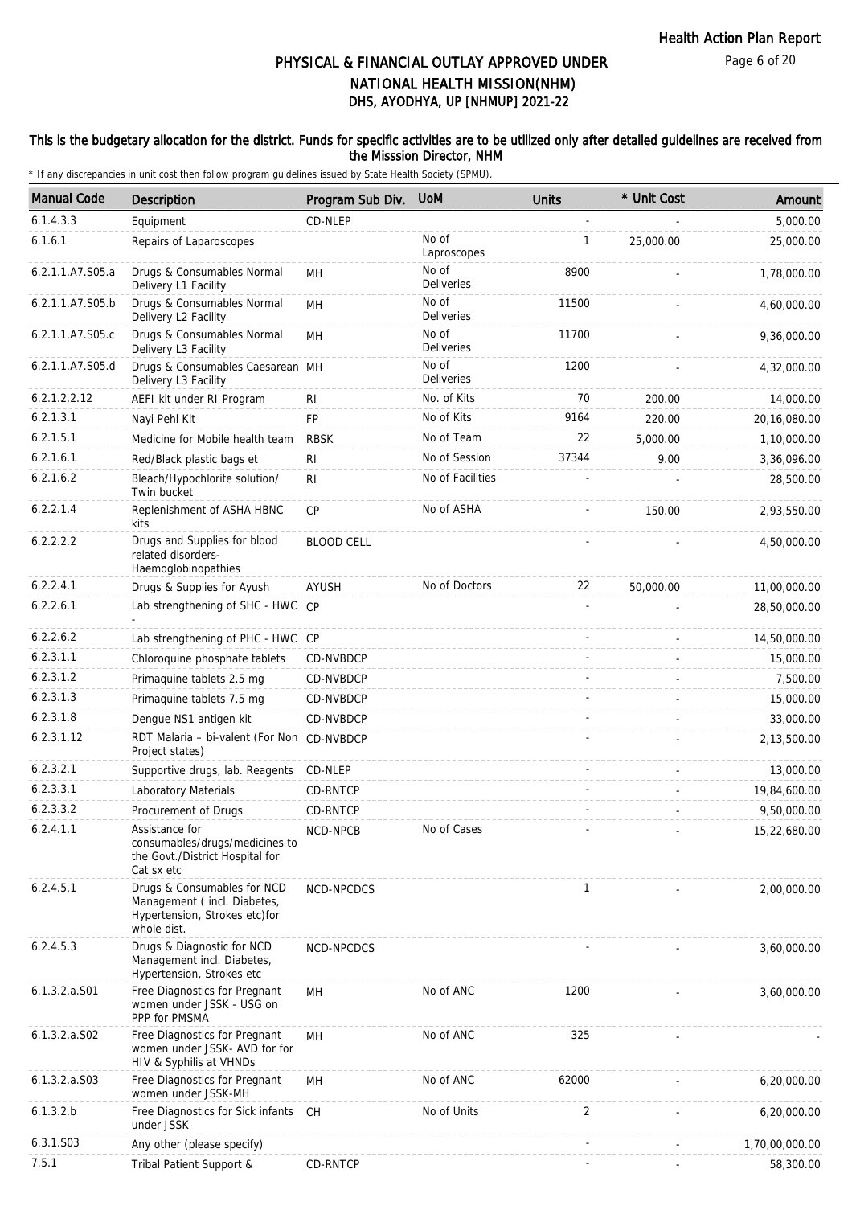# PHYSICAL & FINANCIAL OUTLAY APPROVED UNDER NATIONAL HEALTH MISSION(NHM)

## DHS, AYODHYA, UP [NHMUP] 2021-22

**This is the budgetary allocation for the district. Funds for specific activities are to be utilized only after detailed guidelines are received from the Misssion Director, NHM**

\* If any discrepancies in unit cost then follow program guidelines issued by State Health Society (SPMU).

| Manual Code | Description | Program Sub Div. | UoM | Units | * Unit Cost | Amount |
|---|---|---|---|---|---|---|
| 6.1.4.3.3 | Equipment | CD-NLEP | | - | - | 5,000.00 |
| 6.1.6.1 | Repairs of Laparoscopes | | No of Laproscopes | 1 | 25,000.00 | 25,000.00 |
| 6.2.1.1.A7.S05.a | Drugs & Consumables Normal Delivery L1 Facility | MH | No of Deliveries | 8900 | - | 1,78,000.00 |
| 6.2.1.1.A7.S05.b | Drugs & Consumables Normal Delivery L2 Facility | MH | No of Deliveries | 11500 | - | 4,60,000.00 |
| 6.2.1.1.A7.S05.c | Drugs & Consumables Normal Delivery L3 Facility | MH | No of Deliveries | 11700 | - | 9,36,000.00 |
| 6.2.1.1.A7.S05.d | Drugs & Consumables Caesarean Delivery L3 Facility | MH | No of Deliveries | 1200 | - | 4,32,000.00 |
| 6.2.1.2.2.12 | AEFI kit under RI Program | RI | No. of Kits | 70 | 200.00 | 14,000.00 |
| 6.2.1.3.1 | Nayi Pehl Kit | FP | No of Kits | 9164 | 220.00 | 20,16,080.00 |
| 6.2.1.5.1 | Medicine for Mobile health team | RBSK | No of Team | 22 | 5,000.00 | 1,10,000.00 |
| 6.2.1.6.1 | Red/Black plastic bags et | RI | No of Session | 37344 | 9.00 | 3,36,096.00 |
| 6.2.1.6.2 | Bleach/Hypochlorite solution/ Twin bucket | RI | No of Facilities | - | - | 28,500.00 |
| 6.2.2.1.4 | Replenishment of ASHA HBNC kits | CP | No of ASHA | - | 150.00 | 2,93,550.00 |
| 6.2.2.2.2 | Drugs and Supplies for blood related disorders-Haemoglobinopathies | BLOOD CELL | | - | - | 4,50,000.00 |
| 6.2.2.4.1 | Drugs & Supplies for Ayush | AYUSH | No of Doctors | 22 | 50,000.00 | 11,00,000.00 |
| 6.2.2.6.1 | Lab strengthening of SHC - HWC - | CP | | - | - | 28,50,000.00 |
| 6.2.2.6.2 | Lab strengthening of PHC - HWC | CP | | - | - | 14,50,000.00 |
| 6.2.3.1.1 | Chloroquine phosphate tablets | CD-NVBDCP | | - | - | 15,000.00 |
| 6.2.3.1.2 | Primaquine tablets 2.5 mg | CD-NVBDCP | | - | - | 7,500.00 |
| 6.2.3.1.3 | Primaquine tablets 7.5 mg | CD-NVBDCP | | - | - | 15,000.00 |
| 6.2.3.1.8 | Dengue NS1 antigen kit | CD-NVBDCP | | - | - | 33,000.00 |
| 6.2.3.1.12 | RDT Malaria – bi-valent (For Non Project states) | CD-NVBDCP | | - | - | 2,13,500.00 |
| 6.2.3.2.1 | Supportive drugs, lab. Reagents | CD-NLEP | | - | - | 13,000.00 |
| 6.2.3.3.1 | Laboratory Materials | CD-RNTCP | | - | - | 19,84,600.00 |
| 6.2.3.3.2 | Procurement of Drugs | CD-RNTCP | | - | - | 9,50,000.00 |
| 6.2.4.1.1 | Assistance for consumables/drugs/medicines to the Govt./District Hospital for Cat sx etc | NCD-NPCB | No of Cases | - | - | 15,22,680.00 |
| 6.2.4.5.1 | Drugs & Consumables for NCD Management ( incl. Diabetes, Hypertension, Strokes etc)for whole dist. | NCD-NPCDCS | | 1 | - | 2,00,000.00 |
| 6.2.4.5.3 | Drugs & Diagnostic for NCD Management incl. Diabetes, Hypertension, Strokes etc | NCD-NPCDCS | | - | - | 3,60,000.00 |
| 6.1.3.2.a.S01 | Free Diagnostics for Pregnant women under JSSK - USG on PPP for PMSMA | MH | No of ANC | 1200 | - | 3,60,000.00 |
| 6.1.3.2.a.S02 | Free Diagnostics for Pregnant women under JSSK- AVD for for HIV & Syphilis at VHNDs | MH | No of ANC | 325 | - | - |
| 6.1.3.2.a.S03 | Free Diagnostics for Pregnant women under JSSK-MH | MH | No of ANC | 62000 | - | 6,20,000.00 |
| 6.1.3.2.b | Free Diagnostics for Sick infants under JSSK | CH | No of Units | 2 | - | 6,20,000.00 |
| 6.3.1.S03 | Any other (please specify) | | | - | - | 1,70,00,000.00 |
| 7.5.1 | Tribal Patient Support & | CD-RNTCP | | - | - | 58,300.00 |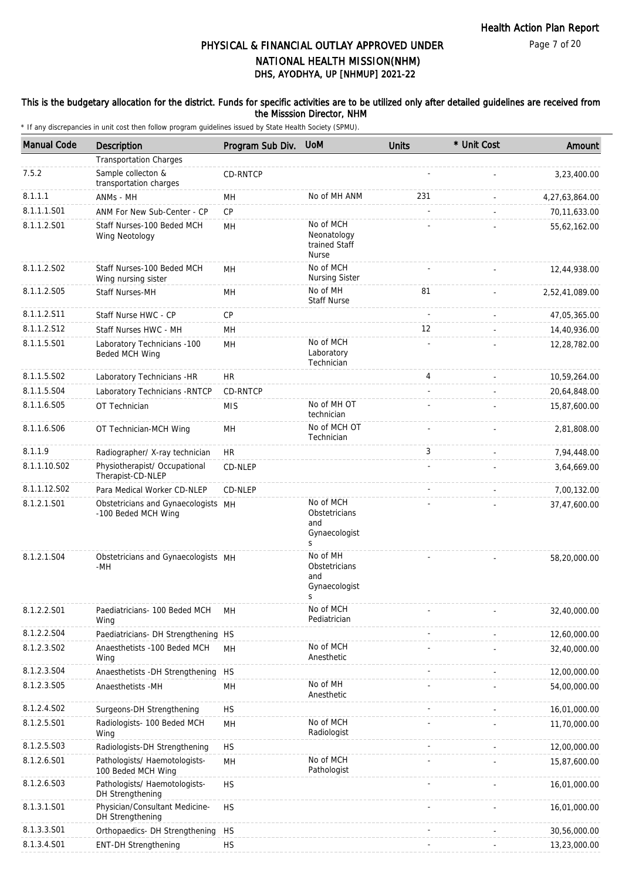# PHYSICAL & FINANCIAL OUTLAY APPROVED UNDER NATIONAL HEALTH MISSION(NHM)

## DHS, AYODHYA, UP [NHMUP] 2021-22

**This is the budgetary allocation for the district. Funds for specific activities are to be utilized only after detailed guidelines are received from the Misssion Director, NHM**

\* If any discrepancies in unit cost then follow program guidelines issued by State Health Society (SPMU).

| Manual Code | Description | Program Sub Div. | UoM | Units | * Unit Cost | Amount |
|---|---|---|---|---|---|---|
| | Transportation Charges | | | | | |
| 7.5.2 | Sample collecton & transportation charges | CD-RNTCP | | - | - | 3,23,400.00 |
| 8.1.1.1 | ANMs - MH | MH | No of MH ANM | 231 | - | 4,27,63,864.00 |
| 8.1.1.1.S01 | ANM For New Sub-Center - CP | CP | | - | - | 70,11,633.00 |
| 8.1.1.2.S01 | Staff Nurses-100 Beded MCH Wing Neotology | MH | No of MCH Neonatology trained Staff Nurse | - | - | 55,62,162.00 |
| 8.1.1.2.S02 | Staff Nurses-100 Beded MCH Wing nursing sister | MH | No of MCH Nursing Sister | - | - | 12,44,938.00 |
| 8.1.1.2.S05 | Staff Nurses-MH | MH | No of MH Staff Nurse | 81 | - | 2,52,41,089.00 |
| 8.1.1.2.S11 | Staff Nurse HWC - CP | CP | | - | - | 47,05,365.00 |
| 8.1.1.2.S12 | Staff Nurses HWC - MH | MH | | 12 | - | 14,40,936.00 |
| 8.1.1.5.S01 | Laboratory Technicians -100 Beded MCH Wing | MH | No of MCH Laboratory Technician | - | - | 12,28,782.00 |
| 8.1.1.5.S02 | Laboratory Technicians -HR | HR | | 4 | - | 10,59,264.00 |
| 8.1.1.5.S04 | Laboratory Technicians -RNTCP | CD-RNTCP | | - | - | 20,64,848.00 |
| 8.1.1.6.S05 | OT Technician | MIS | No of MH OT technician | - | - | 15,87,600.00 |
| 8.1.1.6.S06 | OT Technician-MCH Wing | MH | No of MCH OT Technician | - | - | 2,81,808.00 |
| 8.1.1.9 | Radiographer/ X-ray technician | HR | | 3 | - | 7,94,448.00 |
| 8.1.1.10.S02 | Physiotherapist/ Occupational Therapist-CD-NLEP | CD-NLEP | | - | - | 3,64,669.00 |
| 8.1.1.12.S02 | Para Medical Worker CD-NLEP | CD-NLEP | | - | - | 7,00,132.00 |
| 8.1.2.1.S01 | Obstetricians and Gynaecologists -100 Beded MCH Wing | MH | No of MCH Obstetricians and Gynaecologists | - | - | 37,47,600.00 |
| 8.1.2.1.S04 | Obstetricians and Gynaecologists -MH | MH | No of MH Obstetricians and Gynaecologists | - | - | 58,20,000.00 |
| 8.1.2.2.S01 | Paediatricians- 100 Beded MCH Wing | MH | No of MCH Pediatrician | - | - | 32,40,000.00 |
| 8.1.2.2.S04 | Paediatricians- DH Strengthening | HS | | - | - | 12,60,000.00 |
| 8.1.2.3.S02 | Anaesthetists -100 Beded MCH Wing | MH | No of MCH Anesthetic | - | - | 32,40,000.00 |
| 8.1.2.3.S04 | Anaesthetists -DH Strengthening | HS | | - | - | 12,00,000.00 |
| 8.1.2.3.S05 | Anaesthetists -MH | MH | No of MH Anesthetic | - | - | 54,00,000.00 |
| 8.1.2.4.S02 | Surgeons-DH Strengthening | HS | | - | - | 16,01,000.00 |
| 8.1.2.5.S01 | Radiologists- 100 Beded MCH Wing | MH | No of MCH Radiologist | - | - | 11,70,000.00 |
| 8.1.2.5.S03 | Radiologists-DH Strengthening | HS | | - | - | 12,00,000.00 |
| 8.1.2.6.S01 | Pathologists/ Haemotologists-100 Beded MCH Wing | MH | No of MCH Pathologist | - | - | 15,87,600.00 |
| 8.1.2.6.S03 | Pathologists/ Haemotologists-DH Strengthening | HS | | - | - | 16,01,000.00 |
| 8.1.3.1.S01 | Physician/Consultant Medicine-DH Strengthening | HS | | - | - | 16,01,000.00 |
| 8.1.3.3.S01 | Orthopaedics- DH Strengthening | HS | | - | - | 30,56,000.00 |
| 8.1.3.4.S01 | ENT-DH Strengthening | HS | | - | - | 13,23,000.00 |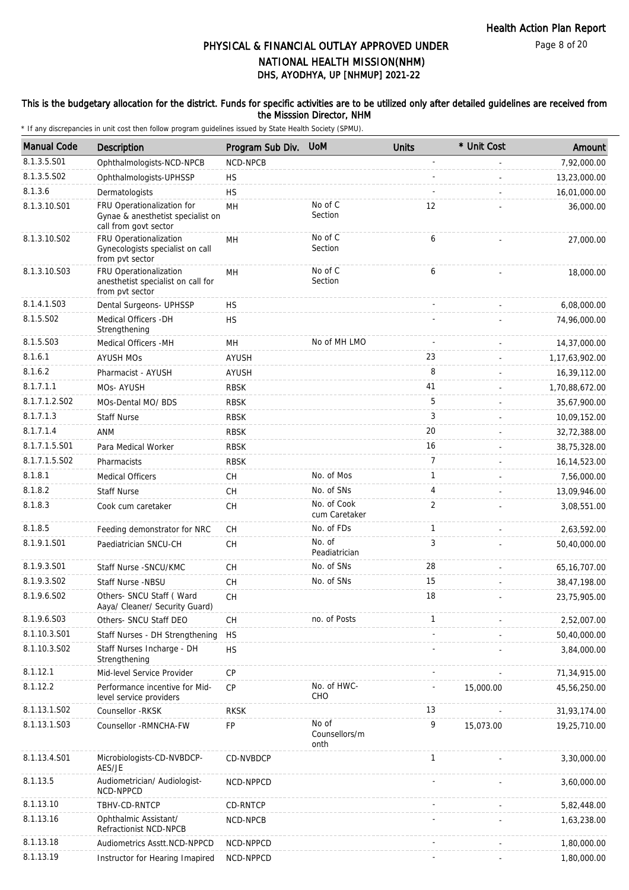# PHYSICAL & FINANCIAL OUTLAY APPROVED UNDER NATIONAL HEALTH MISSION(NHM)

## DHS, AYODHYA, UP [NHMUP] 2021-22

**This is the budgetary allocation for the district. Funds for specific activities are to be utilized only after detailed guidelines are received from the Misssion Director, NHM**

\* If any discrepancies in unit cost then follow program guidelines issued by State Health Society (SPMU).

| Manual Code | Description | Program Sub Div. | UoM | Units | * Unit Cost | Amount |
|---|---|---|---|---|---|---|
| 8.1.3.5.S01 | Ophthalmologists-NCD-NPCB | NCD-NPCB | | - | - | 7,92,000.00 |
| 8.1.3.5.S02 | Ophthalmologists-UPHSSP | HS | | - | - | 13,23,000.00 |
| 8.1.3.6 | Dermatologists | HS | | - | - | 16,01,000.00 |
| 8.1.3.10.S01 | FRU Operationalization for Gynae & anesthetist specialist on call from govt sector | MH | No of C Section | 12 | - | 36,000.00 |
| 8.1.3.10.S02 | FRU Operationalization Gynecologists specialist on call from pvt sector | MH | No of C Section | 6 | - | 27,000.00 |
| 8.1.3.10.S03 | FRU Operationalization anesthetist specialist on call for from pvt sector | MH | No of C Section | 6 | - | 18,000.00 |
| 8.1.4.1.S03 | Dental Surgeons- UPHSSP | HS | | - | - | 6,08,000.00 |
| 8.1.5.S02 | Medical Officers -DH Strengthening | HS | | - | - | 74,96,000.00 |
| 8.1.5.S03 | Medical Officers -MH | MH | No of MH LMO | - | - | 14,37,000.00 |
| 8.1.6.1 | AYUSH MOs | AYUSH | | 23 | - | 1,17,63,902.00 |
| 8.1.6.2 | Pharmacist - AYUSH | AYUSH | | 8 | - | 16,39,112.00 |
| 8.1.7.1.1 | MOs- AYUSH | RBSK | | 41 | - | 1,70,88,672.00 |
| 8.1.7.1.2.S02 | MOs-Dental MO/ BDS | RBSK | | 5 | - | 35,67,900.00 |
| 8.1.7.1.3 | Staff Nurse | RBSK | | 3 | - | 10,09,152.00 |
| 8.1.7.1.4 | ANM | RBSK | | 20 | - | 32,72,388.00 |
| 8.1.7.1.5.S01 | Para Medical Worker | RBSK | | 16 | - | 38,75,328.00 |
| 8.1.7.1.5.S02 | Pharmacists | RBSK | | 7 | - | 16,14,523.00 |
| 8.1.8.1 | Medical Officers | CH | No. of Mos | 1 | - | 7,56,000.00 |
| 8.1.8.2 | Staff Nurse | CH | No. of SNs | 4 | - | 13,09,946.00 |
| 8.1.8.3 | Cook cum caretaker | CH | No. of Cook cum Caretaker | 2 | - | 3,08,551.00 |
| 8.1.8.5 | Feeding demonstrator for NRC | CH | No. of FDs | 1 | - | 2,63,592.00 |
| 8.1.9.1.S01 | Paediatrician SNCU-CH | CH | No. of Peadiatrician | 3 | - | 50,40,000.00 |
| 8.1.9.3.S01 | Staff Nurse -SNCU/KMC | CH | No. of SNs | 28 | - | 65,16,707.00 |
| 8.1.9.3.S02 | Staff Nurse -NBSU | CH | No. of SNs | 15 | - | 38,47,198.00 |
| 8.1.9.6.S02 | Others- SNCU Staff ( Ward Aaya/ Cleaner/ Security Guard) | CH | | 18 | - | 23,75,905.00 |
| 8.1.9.6.S03 | Others- SNCU Staff DEO | CH | no. of Posts | 1 | - | 2,52,007.00 |
| 8.1.10.3.S01 | Staff Nurses - DH Strengthening | HS | | - | - | 50,40,000.00 |
| 8.1.10.3.S02 | Staff Nurses Incharge - DH Strengthening | HS | | - | - | 3,84,000.00 |
| 8.1.12.1 | Mid-level Service Provider | CP | | - | - | 71,34,915.00 |
| 8.1.12.2 | Performance incentive for Mid-level service providers | CP | No. of HWC-CHO | - | 15,000.00 | 45,56,250.00 |
| 8.1.13.1.S02 | Counsellor -RKSK | RKSK | | 13 | - | 31,93,174.00 |
| 8.1.13.1.S03 | Counsellor -RMNCHA-FW | FP | No of Counsellors/month | 9 | 15,073.00 | 19,25,710.00 |
| 8.1.13.4.S01 | Microbiologists-CD-NVBDCP-AES/JE | CD-NVBDCP | | 1 | - | 3,30,000.00 |
| 8.1.13.5 | Audiometrician/ Audiologist-NCD-NPPCD | NCD-NPPCD | | - | - | 3,60,000.00 |
| 8.1.13.10 | TBHV-CD-RNTCP | CD-RNTCP | | - | - | 5,82,448.00 |
| 8.1.13.16 | Ophthalmic Assistant/ Refractionist NCD-NPCB | NCD-NPCB | | - | - | 1,63,238.00 |
| 8.1.13.18 | Audiometrics Asstt.NCD-NPPCD | NCD-NPPCD | | - | - | 1,80,000.00 |
| 8.1.13.19 | Instructor for Hearing Imapired | NCD-NPPCD | | - | - | 1,80,000.00 |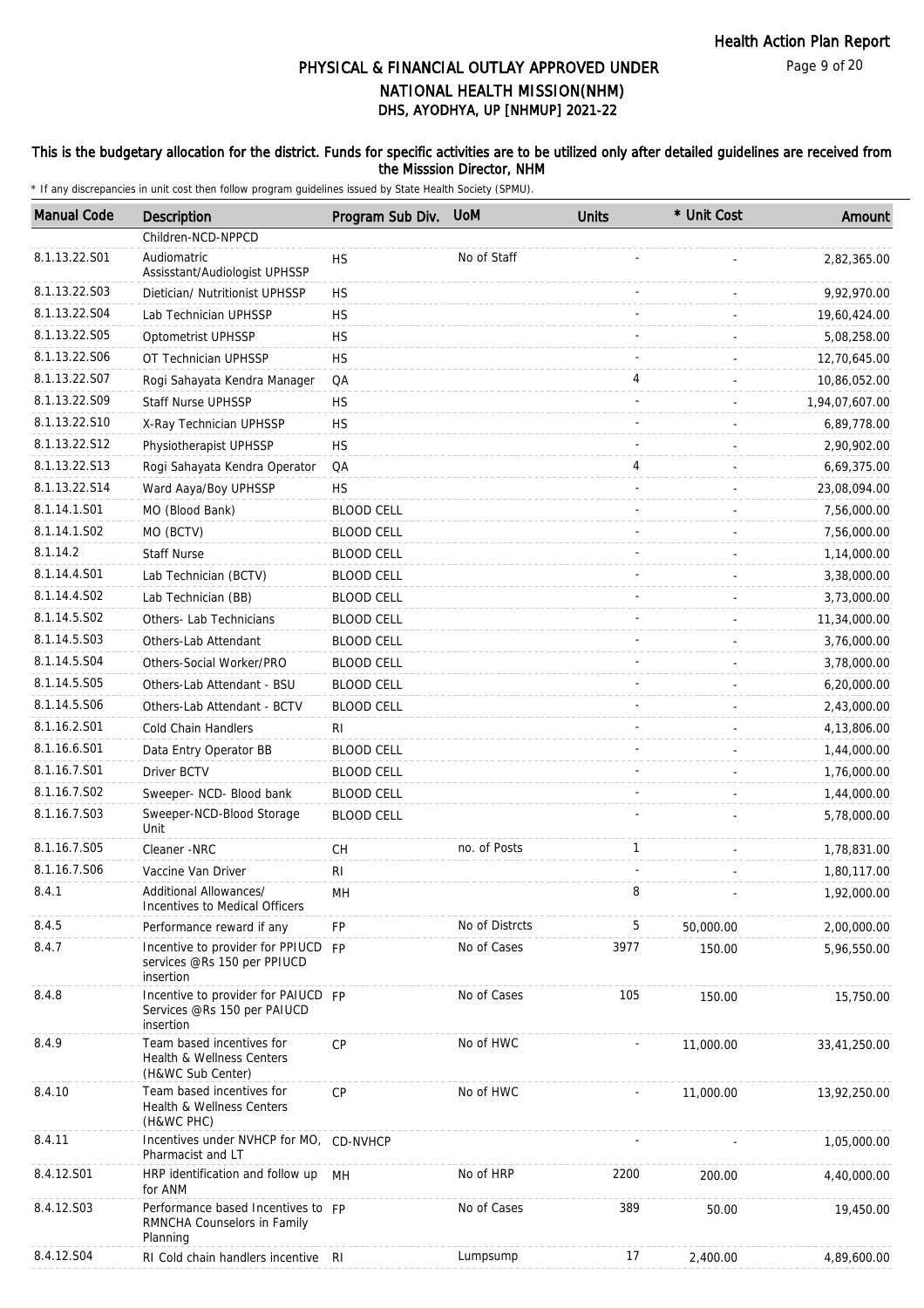# PHYSICAL & FINANCIAL OUTLAY APPROVED UNDER NATIONAL HEALTH MISSION(NHM)

## DHS, AYODHYA, UP [NHMUP] 2021-22

Health Action Plan Report

This is the budgetary allocation for the district. Funds for specific activities are to be utilized only after detailed guidelines are received from the Misssion Director, NHM

\* If any discrepancies in unit cost then follow program guidelines issued by State Health Society (SPMU).

| Manual Code | Description | Program Sub Div. | UoM | Units | * Unit Cost | Amount |
|---|---|---|---|---|---|---|
| | Children-NCD-NPPCD | | | | | |
| 8.1.13.22.S01 | Audiomatric Assisstant/Audiologist UPHSSP | HS | No of Staff | - | - | 2,82,365.00 |
| 8.1.13.22.S03 | Dietician/ Nutritionist UPHSSP | HS | | - | - | 9,92,970.00 |
| 8.1.13.22.S04 | Lab Technician UPHSSP | HS | | - | - | 19,60,424.00 |
| 8.1.13.22.S05 | Optometrist UPHSSP | HS | | - | - | 5,08,258.00 |
| 8.1.13.22.S06 | OT Technician UPHSSP | HS | | - | - | 12,70,645.00 |
| 8.1.13.22.S07 | Rogi Sahayata Kendra Manager | QA | | 4 | - | 10,86,052.00 |
| 8.1.13.22.S09 | Staff Nurse UPHSSP | HS | | - | - | 1,94,07,607.00 |
| 8.1.13.22.S10 | X-Ray Technician UPHSSP | HS | | - | - | 6,89,778.00 |
| 8.1.13.22.S12 | Physiotherapist UPHSSP | HS | | - | - | 2,90,902.00 |
| 8.1.13.22.S13 | Rogi Sahayata Kendra Operator | QA | | 4 | - | 6,69,375.00 |
| 8.1.13.22.S14 | Ward Aaya/Boy UPHSSP | HS | | - | - | 23,08,094.00 |
| 8.1.14.1.S01 | MO (Blood Bank) | BLOOD CELL | | - | - | 7,56,000.00 |
| 8.1.14.1.S02 | MO (BCTV) | BLOOD CELL | | - | - | 7,56,000.00 |
| 8.1.14.2 | Staff Nurse | BLOOD CELL | | - | - | 1,14,000.00 |
| 8.1.14.4.S01 | Lab Technician (BCTV) | BLOOD CELL | | - | - | 3,38,000.00 |
| 8.1.14.4.S02 | Lab Technician (BB) | BLOOD CELL | | - | - | 3,73,000.00 |
| 8.1.14.5.S02 | Others- Lab Technicians | BLOOD CELL | | - | - | 11,34,000.00 |
| 8.1.14.5.S03 | Others-Lab Attendant | BLOOD CELL | | - | - | 3,76,000.00 |
| 8.1.14.5.S04 | Others-Social Worker/PRO | BLOOD CELL | | - | - | 3,78,000.00 |
| 8.1.14.5.S05 | Others-Lab Attendant - BSU | BLOOD CELL | | - | - | 6,20,000.00 |
| 8.1.14.5.S06 | Others-Lab Attendant - BCTV | BLOOD CELL | | - | - | 2,43,000.00 |
| 8.1.16.2.S01 | Cold Chain Handlers | RI | | - | - | 4,13,806.00 |
| 8.1.16.6.S01 | Data Entry Operator BB | BLOOD CELL | | - | - | 1,44,000.00 |
| 8.1.16.7.S01 | Driver BCTV | BLOOD CELL | | - | - | 1,76,000.00 |
| 8.1.16.7.S02 | Sweeper- NCD- Blood bank | BLOOD CELL | | - | - | 1,44,000.00 |
| 8.1.16.7.S03 | Sweeper-NCD-Blood Storage Unit | BLOOD CELL | | - | - | 5,78,000.00 |
| 8.1.16.7.S05 | Cleaner -NRC | CH | no. of Posts | 1 | - | 1,78,831.00 |
| 8.1.16.7.S06 | Vaccine Van Driver | RI | | - | - | 1,80,117.00 |
| 8.4.1 | Additional Allowances/ Incentives to Medical Officers | MH | | 8 | - | 1,92,000.00 |
| 8.4.5 | Performance reward if any | FP | No of Distrcts | 5 | 50,000.00 | 2,00,000.00 |
| 8.4.7 | Incentive to provider for PPIUCD services @Rs 150 per PPIUCD insertion | FP | No of Cases | 3977 | 150.00 | 5,96,550.00 |
| 8.4.8 | Incentive to provider for PAIUCD Services @Rs 150 per PAIUCD insertion | FP | No of Cases | 105 | 150.00 | 15,750.00 |
| 8.4.9 | Team based incentives for Health & Wellness Centers (H&WC Sub Center) | CP | No of HWC | - | 11,000.00 | 33,41,250.00 |
| 8.4.10 | Team based incentives for Health & Wellness Centers (H&WC PHC) | CP | No of HWC | - | 11,000.00 | 13,92,250.00 |
| 8.4.11 | Incentives under NVHCP for MO, Pharmacist and LT | CD-NVHCP | | - | - | 1,05,000.00 |
| 8.4.12.S01 | HRP identification and follow up for ANM | MH | No of HRP | 2200 | 200.00 | 4,40,000.00 |
| 8.4.12.S03 | Performance based Incentives to RMNCHA Counselors in Family Planning | FP | No of Cases | 389 | 50.00 | 19,450.00 |
| 8.4.12.S04 | RI Cold chain handlers incentive | RI | Lumpsump | 17 | 2,400.00 | 4,89,600.00 |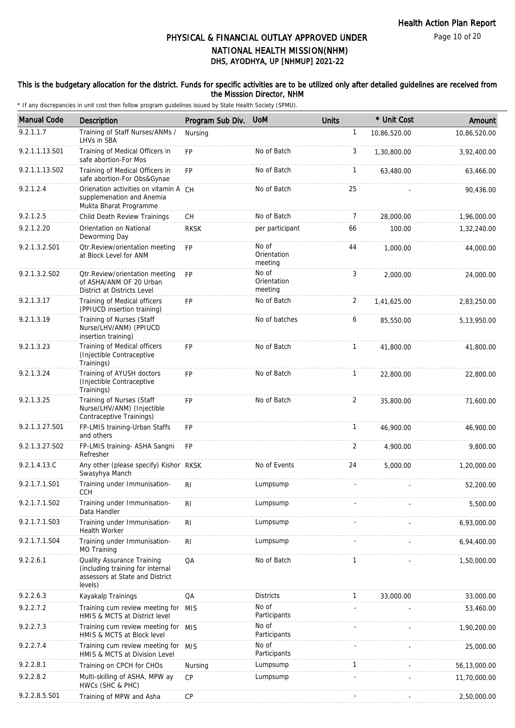# PHYSICAL & FINANCIAL OUTLAY APPROVED UNDER NATIONAL HEALTH MISSION(NHM)

## DHS, AYODHYA, UP [NHMUP] 2021-22

**This is the budgetary allocation for the district. Funds for specific activities are to be utilized only after detailed guidelines are received from the Misssion Director, NHM**

\* If any discrepancies in unit cost then follow program guidelines issued by State Health Society (SPMU).

| Manual Code | Description | Program Sub Div. | UoM | Units | * Unit Cost | Amount |
|---|---|---|---|---|---|---|
| 9.2.1.1.7 | Training of Staff Nurses/ANMs / LHVs in SBA | Nursing | | 1 | 10,86,520.00 | 10,86,520.00 |
| 9.2.1.1.13.S01 | Training of Medical Officers in safe abortion-For Mos | FP | No of Batch | 3 | 1,30,800.00 | 3,92,400.00 |
| 9.2.1.1.13.S02 | Training of Medical Officers in safe abortion-For Obs&Gynae | FP | No of Batch | 1 | 63,480.00 | 63,466.00 |
| 9.2.1.2.4 | Orienation activities on vitamin A supplemenation and Anemia Mukta Bharat Programme | CH | No of Batch | 25 | - | 90,436.00 |
| 9.2.1.2.5 | Child Death Review Trainings | CH | No of Batch | 7 | 28,000.00 | 1,96,000.00 |
| 9.2.1.2.20 | Orientation on National Deworming Day | RKSK | per participant | 66 | 100.00 | 1,32,240.00 |
| 9.2.1.3.2.S01 | Qtr.Review/orientation meeting at Block Level for ANM | FP | No of Orientation meeting | 44 | 1,000.00 | 44,000.00 |
| 9.2.1.3.2.S02 | Qtr.Review/orientation meeting of ASHA/ANM OF 20 Urban District at Districts Level | FP | No of Orientation meeting | 3 | 2,000.00 | 24,000.00 |
| 9.2.1.3.17 | Training of Medical officers (PPIUCD insertion training) | FP | No of Batch | 2 | 1,41,625.00 | 2,83,250.00 |
| 9.2.1.3.19 | Training of Nurses (Staff Nurse/LHV/ANM) (PPIUCD insertion training) | | No of batches | 6 | 85,550.00 | 5,13,950.00 |
| 9.2.1.3.23 | Training of Medical officers (Injectible Contraceptive Trainings) | FP | No of Batch | 1 | 41,800.00 | 41,800.00 |
| 9.2.1.3.24 | Training of AYUSH doctors (Injectible Contraceptive Trainings) | FP | No of Batch | 1 | 22,800.00 | 22,800.00 |
| 9.2.1.3.25 | Training of Nurses (Staff Nurse/LHV/ANM) (Injectible Contraceptive Trainings) | FP | No of Batch | 2 | 35,800.00 | 71,600.00 |
| 9.2.1.3.27.S01 | FP-LMIS training-Urban Staffs and others | FP | | 1 | 46,900.00 | 46,900.00 |
| 9.2.1.3.27.S02 | FP-LMIS training- ASHA Sangni Refresher | FP | | 2 | 4,900.00 | 9,800.00 |
| 9.2.1.4.13.C | Any other (please specify) Kishor Swasyhya Manch | RKSK | No of Events | 24 | 5,000.00 | 1,20,000.00 |
| 9.2.1.7.1.S01 | Training under Immunisation-CCH | RI | Lumpsump | - | - | 52,200.00 |
| 9.2.1.7.1.S02 | Training under Immunisation-Data Handler | RI | Lumpsump | - | - | 5,500.00 |
| 9.2.1.7.1.S03 | Training under Immunisation-Health Worker | RI | Lumpsump | - | - | 6,93,000.00 |
| 9.2.1.7.1.S04 | Training under Immunisation-MO Training | RI | Lumpsump | - | - | 6,94,400.00 |
| 9.2.2.6.1 | Quality Assurance Training (including training for internal assessors at State and District levels) | QA | No of Batch | 1 | - | 1,50,000.00 |
| 9.2.2.6.3 | Kayakalp Trainings | QA | Districts | 1 | 33,000.00 | 33,000.00 |
| 9.2.2.7.2 | Training cum review meeting for HMIS & MCTS at District level | MIS | No of Participants | - | - | 53,460.00 |
| 9.2.2.7.3 | Training cum review meeting for HMIS & MCTS at Block level | MIS | No of Participants | - | - | 1,90,200.00 |
| 9.2.2.7.4 | Training cum review meeting for HMIS & MCTS at Division Level | MIS | No of Participants | - | - | 25,000.00 |
| 9.2.2.8.1 | Training on CPCH for CHOs | Nursing | Lumpsump | 1 | - | 56,13,000.00 |
| 9.2.2.8.2 | Multi-skilling of ASHA, MPW ay HWCs (SHC & PHC) | CP | Lumpsump | - | - | 11,70,000.00 |
| 9.2.2.8.5.S01 | Training of MPW and Asha | CP | | - | - | 2,50,000.00 |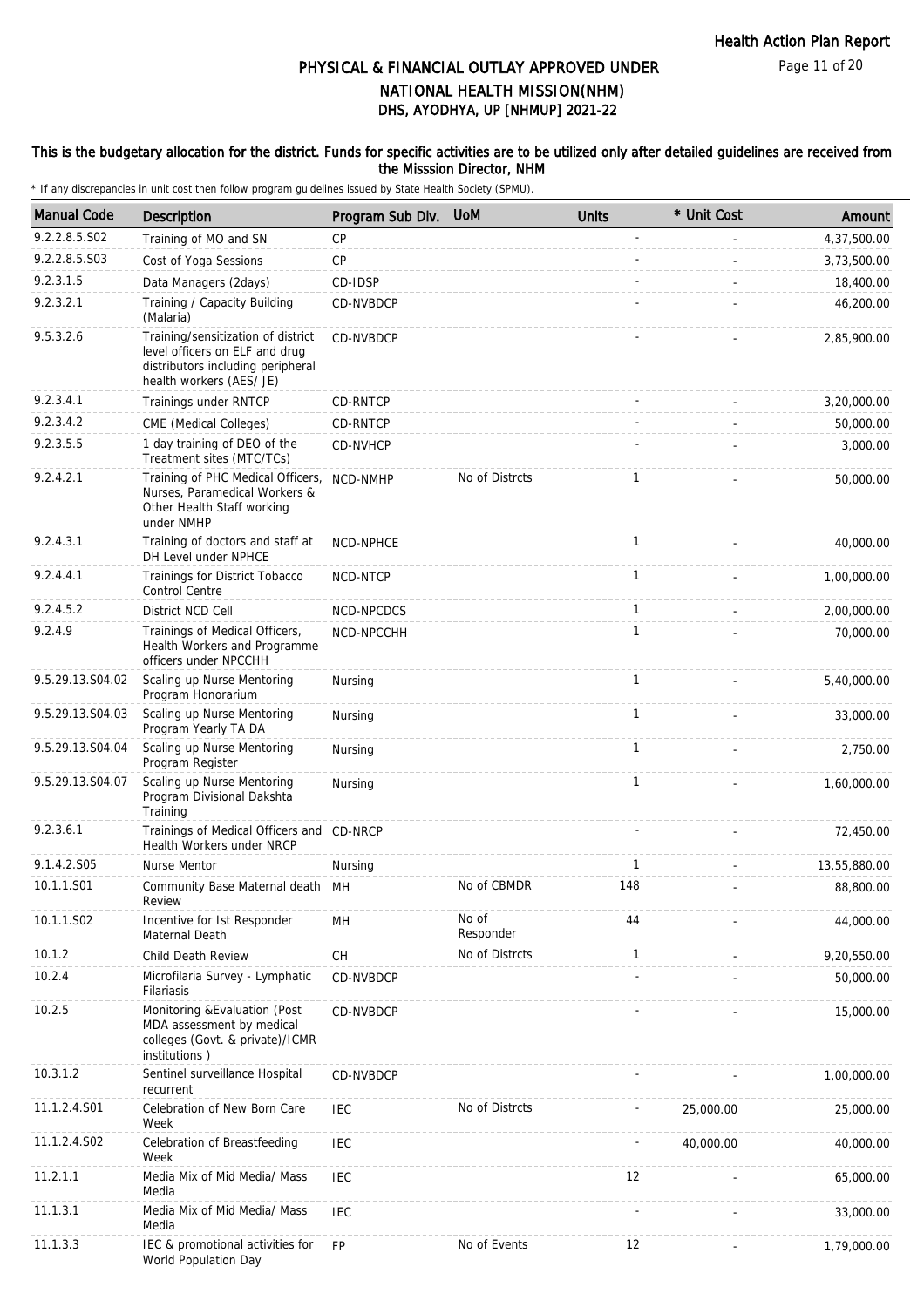# PHYSICAL & FINANCIAL OUTLAY APPROVED UNDER NATIONAL HEALTH MISSION(NHM)
## DHS, AYODHYA, UP [NHMUP] 2021-22

### This is the budgetary allocation for the district. Funds for specific activities are to be utilized only after detailed guidelines are received from the Misssion Director, NHM

\* If any discrepancies in unit cost then follow program guidelines issued by State Health Society (SPMU).

| Manual Code | Description | Program Sub Div. | UoM | Units | * Unit Cost | Amount |
|---|---|---|---|---|---|---|
| 9.2.2.8.5.S02 | Training of MO and SN | CP | | - | - | 4,37,500.00 |
| 9.2.2.8.5.S03 | Cost of Yoga Sessions | CP | | - | - | 3,73,500.00 |
| 9.2.3.1.5 | Data Managers (2days) | CD-IDSP | | - | - | 18,400.00 |
| 9.2.3.2.1 | Training / Capacity Building (Malaria) | CD-NVBDCP | | - | - | 46,200.00 |
| 9.5.3.2.6 | Training/sensitization of district level officers on ELF and drug distributors including peripheral health workers (AES/ JE) | CD-NVBDCP | | - | - | 2,85,900.00 |
| 9.2.3.4.1 | Trainings under RNTCP | CD-RNTCP | | - | - | 3,20,000.00 |
| 9.2.3.4.2 | CME (Medical Colleges) | CD-RNTCP | | - | - | 50,000.00 |
| 9.2.3.5.5 | 1 day training of DEO of the Treatment sites (MTC/TCs) | CD-NVHCP | | - | - | 3,000.00 |
| 9.2.4.2.1 | Training of PHC Medical Officers, Nurses, Paramedical Workers & Other Health Staff working under NMHP | NCD-NMHP | No of Distrcts | 1 | - | 50,000.00 |
| 9.2.4.3.1 | Training of doctors and staff at DH Level under NPHCE | NCD-NPHCE | | 1 | - | 40,000.00 |
| 9.2.4.4.1 | Trainings for District Tobacco Control Centre | NCD-NTCP | | 1 | - | 1,00,000.00 |
| 9.2.4.5.2 | District NCD Cell | NCD-NPCDCS | | 1 | - | 2,00,000.00 |
| 9.2.4.9 | Trainings of Medical Officers, Health Workers and Programme officers under NPCCHH | NCD-NPCCHH | | 1 | - | 70,000.00 |
| 9.5.29.13.S04.02 | Scaling up Nurse Mentoring Program Honorarium | Nursing | | 1 | - | 5,40,000.00 |
| 9.5.29.13.S04.03 | Scaling up Nurse Mentoring Program Yearly TA DA | Nursing | | 1 | - | 33,000.00 |
| 9.5.29.13.S04.04 | Scaling up Nurse Mentoring Program Register | Nursing | | 1 | - | 2,750.00 |
| 9.5.29.13.S04.07 | Scaling up Nurse Mentoring Program Divisional Dakshta Training | Nursing | | 1 | - | 1,60,000.00 |
| 9.2.3.6.1 | Trainings of Medical Officers and Health Workers under NRCP | CD-NRCP | | - | - | 72,450.00 |
| 9.1.4.2.S05 | Nurse Mentor | Nursing | | 1 | - | 13,55,880.00 |
| 10.1.1.S01 | Community Base Maternal death Review | MH | No of CBMDR | 148 | - | 88,800.00 |
| 10.1.1.S02 | Incentive for Ist Responder Maternal Death | MH | No of Responder | 44 | - | 44,000.00 |
| 10.1.2 | Child Death Review | CH | No of Distrcts | 1 | - | 9,20,550.00 |
| 10.2.4 | Microfilaria Survey - Lymphatic Filariasis | CD-NVBDCP | | - | - | 50,000.00 |
| 10.2.5 | Monitoring &Evaluation (Post MDA assessment by medical colleges (Govt. & private)/ICMR institutions ) | CD-NVBDCP | | - | - | 15,000.00 |
| 10.3.1.2 | Sentinel surveillance Hospital recurrent | CD-NVBDCP | | - | - | 1,00,000.00 |
| 11.1.2.4.S01 | Celebration of New Born Care Week | IEC | No of Distrcts | - | 25,000.00 | 25,000.00 |
| 11.1.2.4.S02 | Celebration of Breastfeeding Week | IEC | | - | 40,000.00 | 40,000.00 |
| 11.2.1.1 | Media Mix of Mid Media/ Mass Media | IEC | | 12 | - | 65,000.00 |
| 11.1.3.1 | Media Mix of Mid Media/ Mass Media | IEC | | - | - | 33,000.00 |
| 11.1.3.3 | IEC & promotional activities for World Population Day | FP | No of Events | 12 | - | 1,79,000.00 |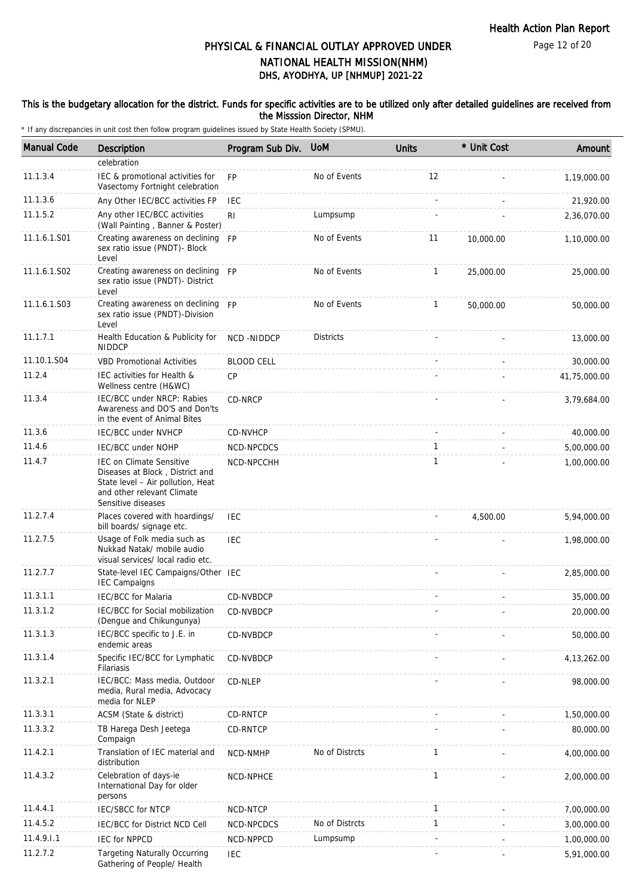# PHYSICAL & FINANCIAL OUTLAY APPROVED UNDER NATIONAL HEALTH MISSION(NHM)

## DHS, AYODHYA, UP [NHMUP] 2021-22

### This is the budgetary allocation for the district. Funds for specific activities are to be utilized only after detailed guidelines are received from the Misssion Director, NHM

\* If any discrepancies in unit cost then follow program guidelines issued by State Health Society (SPMU).

| Manual Code | Description | Program Sub Div. | UoM | Units | * Unit Cost | Amount |
|---|---|---|---|---|---|---|
| | celebration | | | | | |
| 11.1.3.4 | IEC & promotional activities for Vasectomy Fortnight celebration | FP | No of Events | 12 | - | 1,19,000.00 |
| 11.1.3.6 | Any Other IEC/BCC activities FP | IEC | | - | - | 21,920.00 |
| 11.1.5.2 | Any other IEC/BCC activities (Wall Painting , Banner & Poster) | RI | Lumpsump | - | - | 2,36,070.00 |
| 11.1.6.1.S01 | Creating awareness on declining sex ratio issue (PNDT)- Block Level | FP | No of Events | 11 | 10,000.00 | 1,10,000.00 |
| 11.1.6.1.S02 | Creating awareness on declining sex ratio issue (PNDT)- District Level | FP | No of Events | 1 | 25,000.00 | 25,000.00 |
| 11.1.6.1.S03 | Creating awareness on declining sex ratio issue (PNDT)-Division Level | FP | No of Events | 1 | 50,000.00 | 50,000.00 |
| 11.1.7.1 | Health Education & Publicity for NIDDCP | NCD -NIDDCP | Districts | - | - | 13,000.00 |
| 11.10.1.S04 | VBD Promotional Activities | BLOOD CELL | | - | - | 30,000.00 |
| 11.2.4 | IEC activities for Health & Wellness centre (H&WC) | CP | | - | - | 41,75,000.00 |
| 11.3.4 | IEC/BCC under NRCP: Rabies Awareness and DO'S and Don'ts in the event of Animal Bites | CD-NRCP | | - | - | 3,79,684.00 |
| 11.3.6 | IEC/BCC under NVHCP | CD-NVHCP | | - | - | 40,000.00 |
| 11.4.6 | IEC/BCC under NOHP | NCD-NPCDCS | | 1 | - | 5,00,000.00 |
| 11.4.7 | IEC on Climate Sensitive Diseases at Block , District and State level – Air pollution, Heat and other relevant Climate Sensitive diseases | NCD-NPCCHH | | 1 | - | 1,00,000.00 |
| 11.2.7.4 | Places covered with hoardings/ bill boards/ signage etc. | IEC | | - | 4,500.00 | 5,94,000.00 |
| 11.2.7.5 | Usage of Folk media such as Nukkad Natak/ mobile audio visual services/ local radio etc. | IEC | | - | - | 1,98,000.00 |
| 11.2.7.7 | State-level IEC Campaigns/Other IEC Campaigns | IEC | | - | - | 2,85,000.00 |
| 11.3.1.1 | IEC/BCC for Malaria | CD-NVBDCP | | - | - | 35,000.00 |
| 11.3.1.2 | IEC/BCC for Social mobilization (Dengue and Chikungunya) | CD-NVBDCP | | - | - | 20,000.00 |
| 11.3.1.3 | IEC/BCC specific to J.E. in endemic areas | CD-NVBDCP | | - | - | 50,000.00 |
| 11.3.1.4 | Specific IEC/BCC for Lymphatic Filariasis | CD-NVBDCP | | - | - | 4,13,262.00 |
| 11.3.2.1 | IEC/BCC: Mass media, Outdoor media, Rural media, Advocacy media for NLEP | CD-NLEP | | - | - | 98,000.00 |
| 11.3.3.1 | ACSM (State & district) | CD-RNTCP | | - | - | 1,50,000.00 |
| 11.3.3.2 | TB Harega Desh Jeetega Compaign | CD-RNTCP | | - | - | 80,000.00 |
| 11.4.2.1 | Translation of IEC material and distribution | NCD-NMHP | No of Distrcts | 1 | - | 4,00,000.00 |
| 11.4.3.2 | Celebration of days-ie International Day for older persons | NCD-NPHCE | | 1 | - | 2,00,000.00 |
| 11.4.4.1 | IEC/SBCC for NTCP | NCD-NTCP | | 1 | - | 7,00,000.00 |
| 11.4.5.2 | IEC/BCC for District NCD Cell | NCD-NPCDCS | No of Distrcts | 1 | - | 3,00,000.00 |
| 11.4.9.I.1 | IEC for NPPCD | NCD-NPPCD | Lumpsump | - | - | 1,00,000.00 |
| 11.2.7.2 | Targeting Naturally Occurring Gathering of People/ Health | IEC | | - | - | 5,91,000.00 |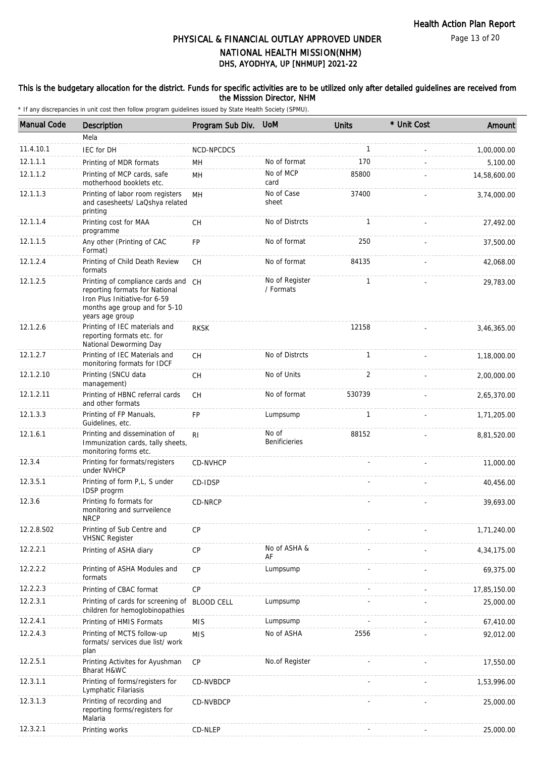# PHYSICAL & FINANCIAL OUTLAY APPROVED UNDER NATIONAL HEALTH MISSION(NHM)

## DHS, AYODHYA, UP [NHMUP] 2021-22

**This is the budgetary allocation for the district. Funds for specific activities are to be utilized only after detailed guidelines are received from the Misssion Director, NHM**

\* If any discrepancies in unit cost then follow program guidelines issued by State Health Society (SPMU).

| Manual Code | Description | Program Sub Div. | UoM | Units | * Unit Cost | Amount |
|---|---|---|---|---|---|---|
| | Mela | | | | | |
| 11.4.10.1 | IEC for DH | NCD-NPCDCS | | 1 | - | 1,00,000.00 |
| 12.1.1.1 | Printing of MDR formats | MH | No of format | 170 | - | 5,100.00 |
| 12.1.1.2 | Printing of MCP cards, safe motherhood booklets etc. | MH | No of MCP card | 85800 | - | 14,58,600.00 |
| 12.1.1.3 | Printing of labor room registers and casesheets/ LaQshya related printing | MH | No of Case sheet | 37400 | - | 3,74,000.00 |
| 12.1.1.4 | Printing cost for MAA programme | CH | No of Distrcts | 1 | - | 27,492.00 |
| 12.1.1.5 | Any other (Printing of CAC Format) | FP | No of format | 250 | - | 37,500.00 |
| 12.1.2.4 | Printing of Child Death Review formats | CH | No of format | 84135 | - | 42,068.00 |
| 12.1.2.5 | Printing of compliance cards and reporting formats for National Iron Plus Initiative-for 6-59 months age group and for 5-10 years age group | CH | No of Register / Formats | 1 | - | 29,783.00 |
| 12.1.2.6 | Printing of IEC materials and reporting formats etc. for National Deworming Day | RKSK | | 12158 | - | 3,46,365.00 |
| 12.1.2.7 | Printing of IEC Materials and monitoring formats for IDCF | CH | No of Distrcts | 1 | - | 1,18,000.00 |
| 12.1.2.10 | Printing (SNCU data management) | CH | No of Units | 2 | - | 2,00,000.00 |
| 12.1.2.11 | Printing of HBNC referral cards and other formats | CH | No of format | 530739 | - | 2,65,370.00 |
| 12.1.3.3 | Printing of FP Manuals, Guidelines, etc. | FP | Lumpsump | 1 | - | 1,71,205.00 |
| 12.1.6.1 | Printing and dissemination of Immunization cards, tally sheets, monitoring forms etc. | RI | No of Benificieries | 88152 | - | 8,81,520.00 |
| 12.3.4 | Printing for formats/registers under NVHCP | CD-NVHCP | | - | - | 11,000.00 |
| 12.3.5.1 | Printing of form P,L, S under IDSP progrm | CD-IDSP | | - | - | 40,456.00 |
| 12.3.6 | Printing fo formats for monitoring and surrveilence NRCP | CD-NRCP | | - | - | 39,693.00 |
| 12.2.8.S02 | Printing of Sub Centre and VHSNC Register | CP | | - | - | 1,71,240.00 |
| 12.2.2.1 | Printing of ASHA diary | CP | No of ASHA & AF | - | - | 4,34,175.00 |
| 12.2.2.2 | Printing of ASHA Modules and formats | CP | Lumpsump | - | - | 69,375.00 |
| 12.2.2.3 | Printing of CBAC format | CP | | - | - | 17,85,150.00 |
| 12.2.3.1 | Printing of cards for screening of children for hemoglobinopathies | BLOOD CELL | Lumpsump | - | - | 25,000.00 |
| 12.2.4.1 | Printing of HMIS Formats | MIS | Lumpsump | - | - | 67,410.00 |
| 12.2.4.3 | Printing of MCTS follow-up formats/ services due list/ work plan | MIS | No of ASHA | 2556 | - | 92,012.00 |
| 12.2.5.1 | Printing Activites for Ayushman Bharat H&WC | CP | No.of Register | - | - | 17,550.00 |
| 12.3.1.1 | Printing of forms/registers for Lymphatic Filariasis | CD-NVBDCP | | - | - | 1,53,996.00 |
| 12.3.1.3 | Printing of recording and reporting forms/registers for Malaria | CD-NVBDCP | | - | - | 25,000.00 |
| 12.3.2.1 | Printing works | CD-NLEP | | - | - | 25,000.00 |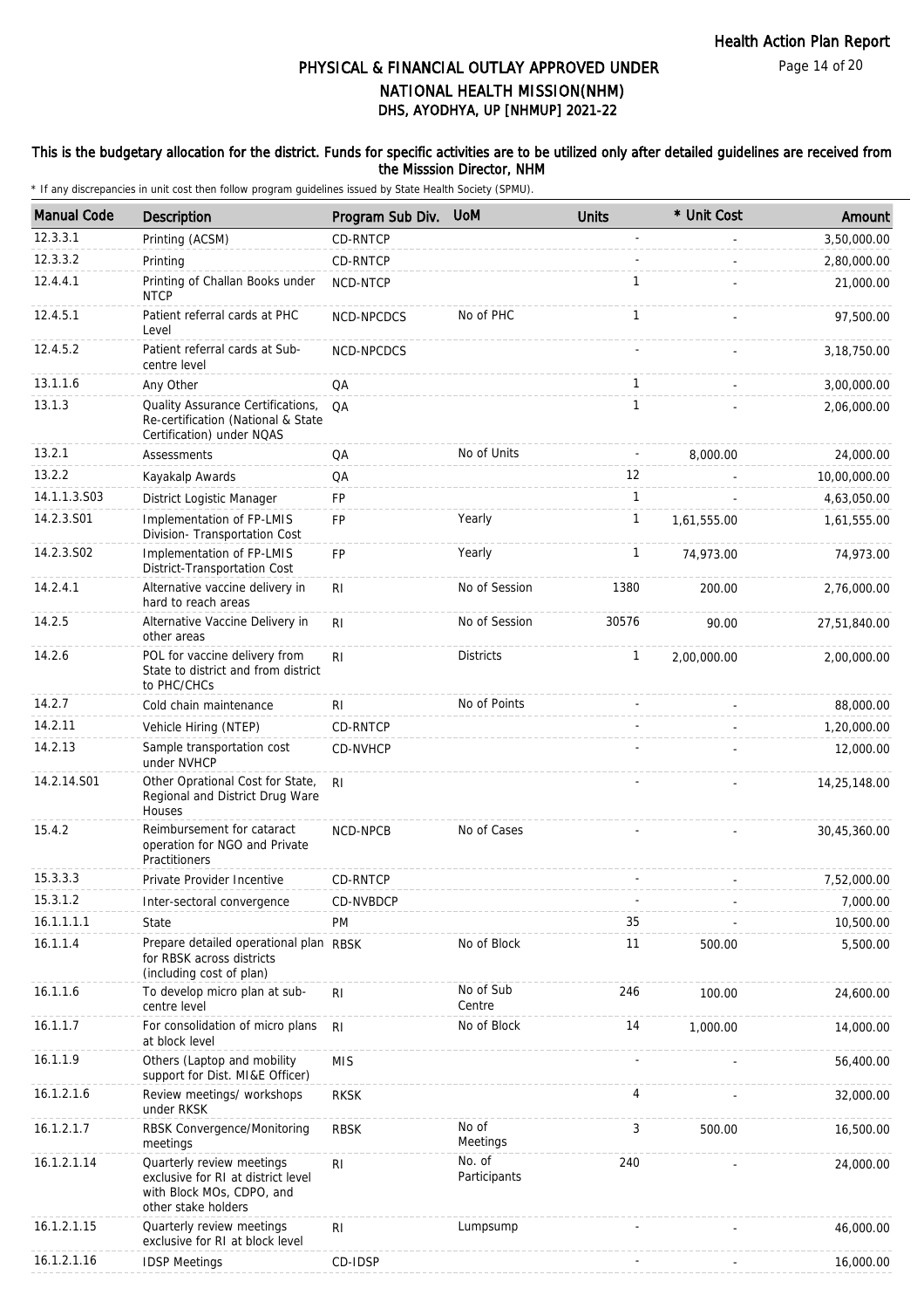# PHYSICAL & FINANCIAL OUTLAY APPROVED UNDER NATIONAL HEALTH MISSION(NHM)
## DHS, AYODHYA, UP [NHMUP] 2021-22

**This is the budgetary allocation for the district. Funds for specific activities are to be utilized only after detailed guidelines are received from the Misssion Director, NHM**

\* If any discrepancies in unit cost then follow program guidelines issued by State Health Society (SPMU).

| Manual Code | Description | Program Sub Div. | UoM | Units | * Unit Cost | Amount |
|---|---|---|---|---|---|---|
| 12.3.3.1 | Printing (ACSM) | CD-RNTCP | | - | - | 3,50,000.00 |
| 12.3.3.2 | Printing | CD-RNTCP | | - | - | 2,80,000.00 |
| 12.4.4.1 | Printing of Challan Books under NTCP | NCD-NTCP | | 1 | - | 21,000.00 |
| 12.4.5.1 | Patient referral cards at PHC Level | NCD-NPCDCS | No of PHC | 1 | - | 97,500.00 |
| 12.4.5.2 | Patient referral cards at Sub-centre level | NCD-NPCDCS | | - | - | 3,18,750.00 |
| 13.1.1.6 | Any Other | QA | | 1 | - | 3,00,000.00 |
| 13.1.3 | Quality Assurance Certifications, Re-certification (National & State Certification) under NQAS | QA | | 1 | - | 2,06,000.00 |
| 13.2.1 | Assessments | QA | No of Units | - | 8,000.00 | 24,000.00 |
| 13.2.2 | Kayakalp Awards | QA | | 12 | - | 10,00,000.00 |
| 14.1.1.3.S03 | District Logistic Manager | FP | | 1 | - | 4,63,050.00 |
| 14.2.3.S01 | Implementation of FP-LMIS Division- Transportation Cost | FP | Yearly | 1 | 1,61,555.00 | 1,61,555.00 |
| 14.2.3.S02 | Implementation of FP-LMIS District-Transportation Cost | FP | Yearly | 1 | 74,973.00 | 74,973.00 |
| 14.2.4.1 | Alternative vaccine delivery in hard to reach areas | RI | No of Session | 1380 | 200.00 | 2,76,000.00 |
| 14.2.5 | Alternative Vaccine Delivery in other areas | RI | No of Session | 30576 | 90.00 | 27,51,840.00 |
| 14.2.6 | POL for vaccine delivery from State to district and from district to PHC/CHCs | RI | Districts | 1 | 2,00,000.00 | 2,00,000.00 |
| 14.2.7 | Cold chain maintenance | RI | No of Points | - | - | 88,000.00 |
| 14.2.11 | Vehicle Hiring (NTEP) | CD-RNTCP | | - | - | 1,20,000.00 |
| 14.2.13 | Sample transportation cost under NVHCP | CD-NVHCP | | - | - | 12,000.00 |
| 14.2.14.S01 | Other Oprational Cost for State, Regional and District Drug Ware Houses | RI | | - | - | 14,25,148.00 |
| 15.4.2 | Reimbursement for cataract operation for NGO and Private Practitioners | NCD-NPCB | No of Cases | - | - | 30,45,360.00 |
| 15.3.3.3 | Private Provider Incentive | CD-RNTCP | | - | - | 7,52,000.00 |
| 15.3.1.2 | Inter-sectoral convergence | CD-NVBDCP | | - | - | 7,000.00 |
| 16.1.1.1.1 | State | PM | | 35 | - | 10,500.00 |
| 16.1.1.4 | Prepare detailed operational plan for RBSK across districts (including cost of plan) | RBSK | No of Block | 11 | 500.00 | 5,500.00 |
| 16.1.1.6 | To develop micro plan at sub-centre level | RI | No of Sub Centre | 246 | 100.00 | 24,600.00 |
| 16.1.1.7 | For consolidation of micro plans at block level | RI | No of Block | 14 | 1,000.00 | 14,000.00 |
| 16.1.1.9 | Others (Laptop and mobility support for Dist. MI&E Officer) | MIS | | - | - | 56,400.00 |
| 16.1.2.1.6 | Review meetings/ workshops under RKSK | RKSK | | 4 | - | 32,000.00 |
| 16.1.2.1.7 | RBSK Convergence/Monitoring meetings | RBSK | No of Meetings | 3 | 500.00 | 16,500.00 |
| 16.1.2.1.14 | Quarterly review meetings exclusive for RI at district level with Block MOs, CDPO, and other stake holders | RI | No. of Participants | 240 | - | 24,000.00 |
| 16.1.2.1.15 | Quarterly review meetings exclusive for RI at block level | RI | Lumpsump | - | - | 46,000.00 |
| 16.1.2.1.16 | IDSP Meetings | CD-IDSP | | - | - | 16,000.00 |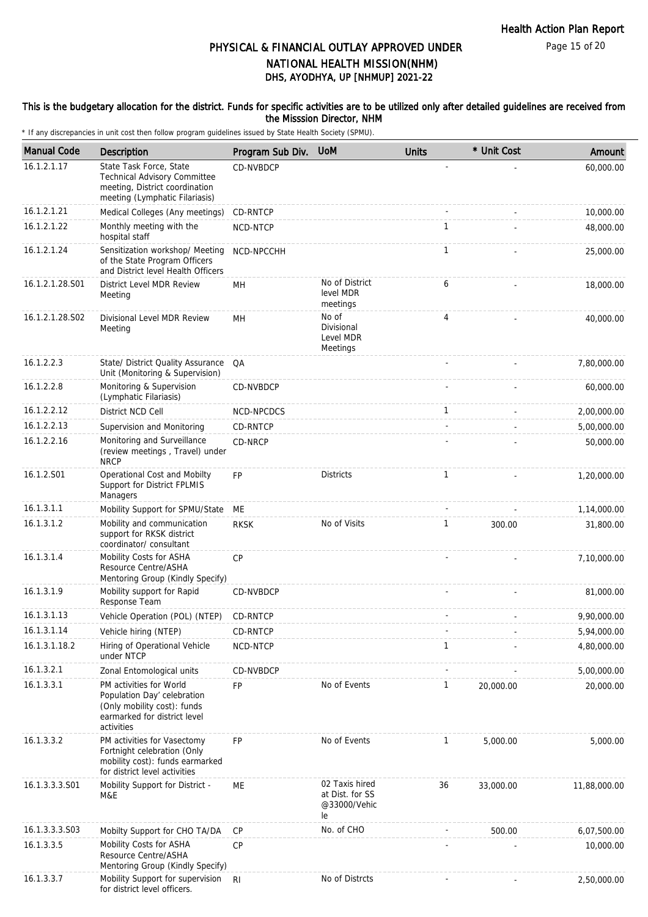# PHYSICAL & FINANCIAL OUTLAY APPROVED UNDER NATIONAL HEALTH MISSION(NHM)

## DHS, AYODHYA, UP [NHMUP] 2021-22

**This is the budgetary allocation for the district. Funds for specific activities are to be utilized only after detailed guidelines are received from the Misssion Director, NHM**

\* If any discrepancies in unit cost then follow program guidelines issued by State Health Society (SPMU).

| Manual Code | Description | Program Sub Div. | UoM | Units | * Unit Cost | Amount |
|---|---|---|---|---|---|---|
| 16.1.2.1.17 | State Task Force, State Technical Advisory Committee meeting, District coordination meeting (Lymphatic Filariasis) | CD-NVBDCP | | - | - | 60,000.00 |
| 16.1.2.1.21 | Medical Colleges (Any meetings) | CD-RNTCP | | - | - | 10,000.00 |
| 16.1.2.1.22 | Monthly meeting with the hospital staff | NCD-NTCP | | 1 | - | 48,000.00 |
| 16.1.2.1.24 | Sensitization workshop/ Meeting of the State Program Officers and District level Health Officers | NCD-NPCCHH | | 1 | - | 25,000.00 |
| 16.1.2.1.28.S01 | District Level MDR Review Meeting | MH | No of District level MDR meetings | 6 | - | 18,000.00 |
| 16.1.2.1.28.S02 | Divisional Level MDR Review Meeting | MH | No of Divisional Level MDR Meetings | 4 | - | 40,000.00 |
| 16.1.2.2.3 | State/ District Quality Assurance Unit (Monitoring & Supervision) | QA | | - | - | 7,80,000.00 |
| 16.1.2.2.8 | Monitoring & Supervision (Lymphatic Filariasis) | CD-NVBDCP | | - | - | 60,000.00 |
| 16.1.2.2.12 | District NCD Cell | NCD-NPCDCS | | 1 | - | 2,00,000.00 |
| 16.1.2.2.13 | Supervision and Monitoring | CD-RNTCP | | - | - | 5,00,000.00 |
| 16.1.2.2.16 | Monitoring and Surveillance (review meetings , Travel) under NRCP | CD-NRCP | | - | - | 50,000.00 |
| 16.1.2.S01 | Operational Cost and Mobilty Support for District FPLMIS Managers | FP | Districts | 1 | - | 1,20,000.00 |
| 16.1.3.1.1 | Mobility Support for SPMU/State | ME | | - | - | 1,14,000.00 |
| 16.1.3.1.2 | Mobility and communication support for RKSK district coordinator/ consultant | RKSK | No of Visits | 1 | 300.00 | 31,800.00 |
| 16.1.3.1.4 | Mobility Costs for ASHA Resource Centre/ASHA Mentoring Group (Kindly Specify) | CP | | - | - | 7,10,000.00 |
| 16.1.3.1.9 | Mobility support for Rapid Response Team | CD-NVBDCP | | - | - | 81,000.00 |
| 16.1.3.1.13 | Vehicle Operation (POL) (NTEP) | CD-RNTCP | | - | - | 9,90,000.00 |
| 16.1.3.1.14 | Vehicle hiring (NTEP) | CD-RNTCP | | - | - | 5,94,000.00 |
| 16.1.3.1.18.2 | Hiring of Operational Vehicle under NTCP | NCD-NTCP | | 1 | - | 4,80,000.00 |
| 16.1.3.2.1 | Zonal Entomological units | CD-NVBDCP | | - | - | 5,00,000.00 |
| 16.1.3.3.1 | PM activities for World Population Day' celebration (Only mobility cost): funds earmarked for district level activities | FP | No of Events | 1 | 20,000.00 | 20,000.00 |
| 16.1.3.3.2 | PM activities for Vasectomy Fortnight celebration (Only mobility cost): funds earmarked for district level activities | FP | No of Events | 1 | 5,000.00 | 5,000.00 |
| 16.1.3.3.3.S01 | Mobility Support for District - M&E | ME | 02 Taxis hired at Dist. for SS @33000/Vehicle | 36 | 33,000.00 | 11,88,000.00 |
| 16.1.3.3.3.S03 | Mobilty Support for CHO TA/DA | CP | No. of CHO | - | 500.00 | 6,07,500.00 |
| 16.1.3.3.5 | Mobility Costs for ASHA Resource Centre/ASHA Mentoring Group (Kindly Specify) | CP | | - | - | 10,000.00 |
| 16.1.3.3.7 | Mobility Support for supervision for district level officers. | RI | No of Distrcts | - | - | 2,50,000.00 |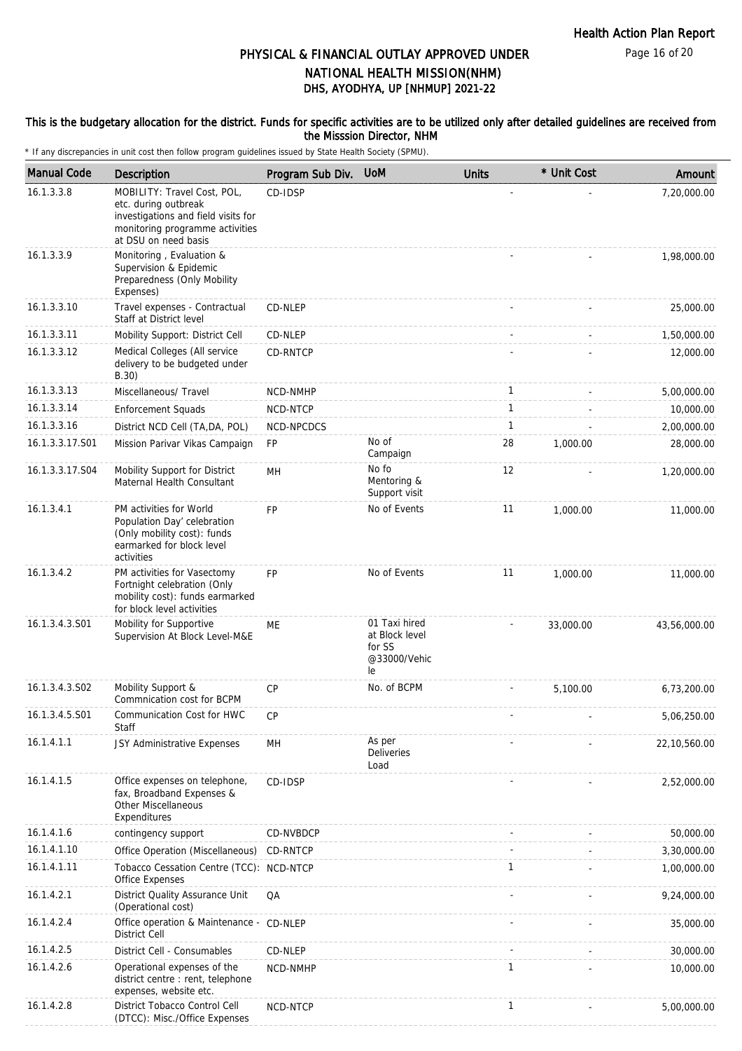# PHYSICAL & FINANCIAL OUTLAY APPROVED UNDER NATIONAL HEALTH MISSION(NHM)

## DHS, AYODHYA, UP [NHMUP] 2021-22

**This is the budgetary allocation for the district. Funds for specific activities are to be utilized only after detailed guidelines are received from the Misssion Director, NHM**

\* If any discrepancies in unit cost then follow program guidelines issued by State Health Society (SPMU).

| Manual Code | Description | Program Sub Div. | UoM | Units | * Unit Cost | Amount |
|---|---|---|---|---|---|---|
| 16.1.3.3.8 | MOBILITY: Travel Cost, POL, etc. during outbreak investigations and field visits for monitoring programme activities at DSU on need basis | CD-IDSP | | - | - | 7,20,000.00 |
| 16.1.3.3.9 | Monitoring , Evaluation & Supervision & Epidemic Preparedness (Only Mobility Expenses) | | | - | - | 1,98,000.00 |
| 16.1.3.3.10 | Travel expenses - Contractual Staff at District level | CD-NLEP | | - | - | 25,000.00 |
| 16.1.3.3.11 | Mobility Support: District Cell | CD-NLEP | | - | - | 1,50,000.00 |
| 16.1.3.3.12 | Medical Colleges (All service delivery to be budgeted under B.30) | CD-RNTCP | | - | - | 12,000.00 |
| 16.1.3.3.13 | Miscellaneous/ Travel | NCD-NMHP | | 1 | - | 5,00,000.00 |
| 16.1.3.3.14 | Enforcement Squads | NCD-NTCP | | 1 | - | 10,000.00 |
| 16.1.3.3.16 | District NCD Cell (TA,DA, POL) | NCD-NPCDCS | | 1 | - | 2,00,000.00 |
| 16.1.3.3.17.S01 | Mission Parivar Vikas Campaign | FP | No of Campaign | 28 | 1,000.00 | 28,000.00 |
| 16.1.3.3.17.S04 | Mobility Support for District Maternal Health Consultant | MH | No fo Mentoring & Support visit | 12 | - | 1,20,000.00 |
| 16.1.3.4.1 | PM activities for World Population Day' celebration (Only mobility cost): funds earmarked for block level activities | FP | No of Events | 11 | 1,000.00 | 11,000.00 |
| 16.1.3.4.2 | PM activities for Vasectomy Fortnight celebration (Only mobility cost): funds earmarked for block level activities | FP | No of Events | 11 | 1,000.00 | 11,000.00 |
| 16.1.3.4.3.S01 | Mobility for Supportive Supervision At Block Level-M&E | ME | 01 Taxi hired at Block level for SS @33000/Vehicle | - | 33,000.00 | 43,56,000.00 |
| 16.1.3.4.3.S02 | Mobility Support & Commnication cost for BCPM | CP | No. of BCPM | - | 5,100.00 | 6,73,200.00 |
| 16.1.3.4.5.S01 | Communication Cost for HWC Staff | CP | | - | - | 5,06,250.00 |
| 16.1.4.1.1 | JSY Administrative Expenses | MH | As per Deliveries Load | - | - | 22,10,560.00 |
| 16.1.4.1.5 | Office expenses on telephone, fax, Broadband Expenses & Other Miscellaneous Expenditures | CD-IDSP | | - | - | 2,52,000.00 |
| 16.1.4.1.6 | contingency support | CD-NVBDCP | | - | - | 50,000.00 |
| 16.1.4.1.10 | Office Operation (Miscellaneous) | CD-RNTCP | | - | - | 3,30,000.00 |
| 16.1.4.1.11 | Tobacco Cessation Centre (TCC): Office Expenses | NCD-NTCP | | 1 | - | 1,00,000.00 |
| 16.1.4.2.1 | District Quality Assurance Unit (Operational cost) | QA | | - | - | 9,24,000.00 |
| 16.1.4.2.4 | Office operation & Maintenance - District Cell | CD-NLEP | | - | - | 35,000.00 |
| 16.1.4.2.5 | District Cell - Consumables | CD-NLEP | | - | - | 30,000.00 |
| 16.1.4.2.6 | Operational expenses of the district centre : rent, telephone expenses, website etc. | NCD-NMHP | | 1 | - | 10,000.00 |
| 16.1.4.2.8 | District Tobacco Control Cell (DTCC): Misc./Office Expenses | NCD-NTCP | | 1 | - | 5,00,000.00 |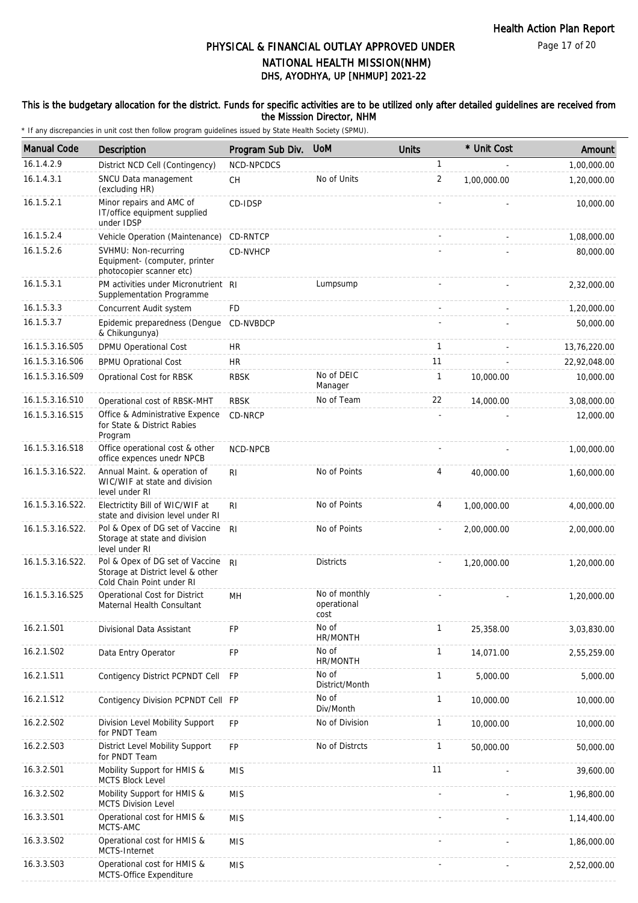# PHYSICAL & FINANCIAL OUTLAY APPROVED UNDER NATIONAL HEALTH MISSION(NHM)
## DHS, AYODHYA, UP [NHMUP] 2021-22

**This is the budgetary allocation for the district. Funds for specific activities are to be utilized only after detailed guidelines are received from the Misssion Director, NHM**

* If any discrepancies in unit cost then follow program guidelines issued by State Health Society (SPMU).

| Manual Code | Description | Program Sub Div. | UoM | Units | * Unit Cost | Amount |
|---|---|---|---|---|---|---|
| 16.1.4.2.9 | District NCD Cell (Contingency) | NCD-NPCDCS | | 1 | - | 1,00,000.00 |
| 16.1.4.3.1 | SNCU Data management (excluding HR) | CH | No of Units | 2 | 1,00,000.00 | 1,20,000.00 |
| 16.1.5.2.1 | Minor repairs and AMC of IT/office equipment supplied under IDSP | CD-IDSP | | - | - | 10,000.00 |
| 16.1.5.2.4 | Vehicle Operation (Maintenance) | CD-RNTCP | | - | - | 1,08,000.00 |
| 16.1.5.2.6 | SVHMU: Non-recurring Equipment- (computer, printer photocopier scanner etc) | CD-NVHCP | | - | - | 80,000.00 |
| 16.1.5.3.1 | PM activities under Micronutrient Supplementation Programme | RI | Lumpsump | - | - | 2,32,000.00 |
| 16.1.5.3.3 | Concurrent Audit system | FD | | - | - | 1,20,000.00 |
| 16.1.5.3.7 | Epidemic preparedness (Dengue & Chikungunya) | CD-NVBDCP | | - | - | 50,000.00 |
| 16.1.5.3.16.S05 | DPMU Operational Cost | HR | | 1 | - | 13,76,220.00 |
| 16.1.5.3.16.S06 | BPMU Oprational Cost | HR | | 11 | - | 22,92,048.00 |
| 16.1.5.3.16.S09 | Oprational Cost for RBSK | RBSK | No of DEIC Manager | 1 | 10,000.00 | 10,000.00 |
| 16.1.5.3.16.S10 | Operational cost of RBSK-MHT | RBSK | No of Team | 22 | 14,000.00 | 3,08,000.00 |
| 16.1.5.3.16.S15 | Office & Administrative Expence for State & District Rabies Program | CD-NRCP | | - | - | 12,000.00 |
| 16.1.5.3.16.S18 | Office operational cost & other office expences unedr NPCB | NCD-NPCB | | - | - | 1,00,000.00 |
| 16.1.5.3.16.S22. | Annual Maint. & operation of WIC/WIF at state and division level under RI | RI | No of Points | 4 | 40,000.00 | 1,60,000.00 |
| 16.1.5.3.16.S22. | Electrictity Bill of WIC/WIF at state and division level under RI | RI | No of Points | 4 | 1,00,000.00 | 4,00,000.00 |
| 16.1.5.3.16.S22. | Pol & Opex of DG set of Vaccine Storage at state and division level under RI | RI | No of Points | - | 2,00,000.00 | 2,00,000.00 |
| 16.1.5.3.16.S22. | Pol & Opex of DG set of Vaccine Storage at District level & other Cold Chain Point under RI | RI | Districts | - | 1,20,000.00 | 1,20,000.00 |
| 16.1.5.3.16.S25 | Operational Cost for District Maternal Health Consultant | MH | No of monthly operational cost | - | - | 1,20,000.00 |
| 16.2.1.S01 | Divisional Data Assistant | FP | No of HR/MONTH | 1 | 25,358.00 | 3,03,830.00 |
| 16.2.1.S02 | Data Entry Operator | FP | No of HR/MONTH | 1 | 14,071.00 | 2,55,259.00 |
| 16.2.1.S11 | Contigency District PCPNDT Cell | FP | No of District/Month | 1 | 5,000.00 | 5,000.00 |
| 16.2.1.S12 | Contigency Division PCPNDT Cell | FP | No of Div/Month | 1 | 10,000.00 | 10,000.00 |
| 16.2.2.S02 | Division Level Mobility Support for PNDT Team | FP | No of Division | 1 | 10,000.00 | 10,000.00 |
| 16.2.2.S03 | District Level Mobility Support for PNDT Team | FP | No of Distrcts | 1 | 50,000.00 | 50,000.00 |
| 16.3.2.S01 | Mobility Support for HMIS & MCTS Block Level | MIS | | 11 | - | 39,600.00 |
| 16.3.2.S02 | Mobility Support for HMIS & MCTS Division Level | MIS | | - | - | 1,96,800.00 |
| 16.3.3.S01 | Operational cost for HMIS & MCTS-AMC | MIS | | - | - | 1,14,400.00 |
| 16.3.3.S02 | Operational cost for HMIS & MCTS-Internet | MIS | | - | - | 1,86,000.00 |
| 16.3.3.S03 | Operational cost for HMIS & MCTS-Office Expenditure | MIS | | - | - | 2,52,000.00 |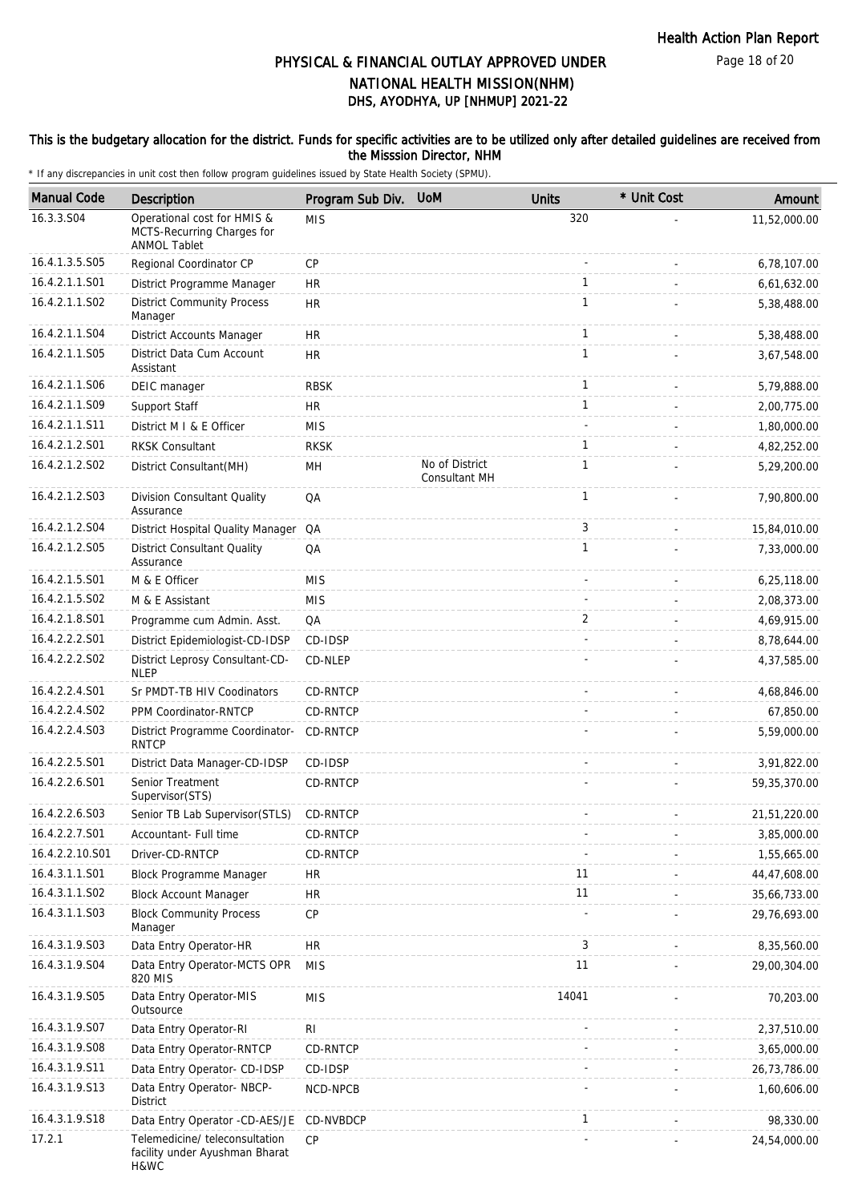# PHYSICAL & FINANCIAL OUTLAY APPROVED UNDER NATIONAL HEALTH MISSION(NHM)

## DHS, AYODHYA, UP [NHMUP] 2021-22

This is the budgetary allocation for the district. Funds for specific activities are to be utilized only after detailed guidelines are received from the Misssion Director, NHM

* If any discrepancies in unit cost then follow program guidelines issued by State Health Society (SPMU).

| Manual Code | Description | Program Sub Div. | UoM | Units | * Unit Cost | Amount |
|---|---|---|---|---|---|---|
| 16.3.3.S04 | Operational cost for HMIS & MCTS-Recurring Charges for ANMOL Tablet | MIS | | 320 | - | 11,52,000.00 |
| 16.4.1.3.5.S05 | Regional Coordinator CP | CP | | - | - | 6,78,107.00 |
| 16.4.2.1.1.S01 | District Programme Manager | HR | | 1 | - | 6,61,632.00 |
| 16.4.2.1.1.S02 | District Community Process Manager | HR | | 1 | - | 5,38,488.00 |
| 16.4.2.1.1.S04 | District Accounts Manager | HR | | 1 | - | 5,38,488.00 |
| 16.4.2.1.1.S05 | District Data Cum Account Assistant | HR | | 1 | - | 3,67,548.00 |
| 16.4.2.1.1.S06 | DEIC manager | RBSK | | 1 | - | 5,79,888.00 |
| 16.4.2.1.1.S09 | Support Staff | HR | | 1 | - | 2,00,775.00 |
| 16.4.2.1.1.S11 | District M I & E Officer | MIS | | - | - | 1,80,000.00 |
| 16.4.2.1.2.S01 | RKSK Consultant | RKSK | | 1 | - | 4,82,252.00 |
| 16.4.2.1.2.S02 | District Consultant(MH) | MH | No of District Consultant MH | 1 | - | 5,29,200.00 |
| 16.4.2.1.2.S03 | Division Consultant Quality Assurance | QA | | 1 | - | 7,90,800.00 |
| 16.4.2.1.2.S04 | District Hospital Quality Manager | QA | | 3 | - | 15,84,010.00 |
| 16.4.2.1.2.S05 | District Consultant Quality Assurance | QA | | 1 | - | 7,33,000.00 |
| 16.4.2.1.5.S01 | M & E Officer | MIS | | - | - | 6,25,118.00 |
| 16.4.2.1.5.S02 | M & E Assistant | MIS | | - | - | 2,08,373.00 |
| 16.4.2.1.8.S01 | Programme cum Admin. Asst. | QA | | 2 | - | 4,69,915.00 |
| 16.4.2.2.2.S01 | District Epidemiologist-CD-IDSP | CD-IDSP | | - | - | 8,78,644.00 |
| 16.4.2.2.2.S02 | District Leprosy Consultant-CD-NLEP | CD-NLEP | | - | - | 4,37,585.00 |
| 16.4.2.2.4.S01 | Sr PMDT-TB HIV Coodinators | CD-RNTCP | | - | - | 4,68,846.00 |
| 16.4.2.2.4.S02 | PPM Coordinator-RNTCP | CD-RNTCP | | - | - | 67,850.00 |
| 16.4.2.2.4.S03 | District Programme Coordinator-RNTCP | CD-RNTCP | | - | - | 5,59,000.00 |
| 16.4.2.2.5.S01 | District Data Manager-CD-IDSP | CD-IDSP | | - | - | 3,91,822.00 |
| 16.4.2.2.6.S01 | Senior Treatment Supervisor(STS) | CD-RNTCP | | - | - | 59,35,370.00 |
| 16.4.2.2.6.S03 | Senior TB Lab Supervisor(STLS) | CD-RNTCP | | - | - | 21,51,220.00 |
| 16.4.2.2.7.S01 | Accountant- Full time | CD-RNTCP | | - | - | 3,85,000.00 |
| 16.4.2.2.10.S01 | Driver-CD-RNTCP | CD-RNTCP | | - | - | 1,55,665.00 |
| 16.4.3.1.1.S01 | Block Programme Manager | HR | | 11 | - | 44,47,608.00 |
| 16.4.3.1.1.S02 | Block Account Manager | HR | | 11 | - | 35,66,733.00 |
| 16.4.3.1.1.S03 | Block Community Process Manager | CP | | - | - | 29,76,693.00 |
| 16.4.3.1.9.S03 | Data Entry Operator-HR | HR | | 3 | - | 8,35,560.00 |
| 16.4.3.1.9.S04 | Data Entry Operator-MCTS OPR 820 MIS | MIS | | 11 | - | 29,00,304.00 |
| 16.4.3.1.9.S05 | Data Entry Operator-MIS Outsource | MIS | | 14041 | - | 70,203.00 |
| 16.4.3.1.9.S07 | Data Entry Operator-RI | RI | | - | - | 2,37,510.00 |
| 16.4.3.1.9.S08 | Data Entry Operator-RNTCP | CD-RNTCP | | - | - | 3,65,000.00 |
| 16.4.3.1.9.S11 | Data Entry Operator- CD-IDSP | CD-IDSP | | - | - | 26,73,786.00 |
| 16.4.3.1.9.S13 | Data Entry Operator- NBCP-District | NCD-NPCB | | - | - | 1,60,606.00 |
| 16.4.3.1.9.S18 | Data Entry Operator -CD-AES/JE | CD-NVBDCP | | 1 | - | 98,330.00 |
| 17.2.1 | Telemedicine/ teleconsultation facility under Ayushman Bharat H&WC | CP | | - | - | 24,54,000.00 |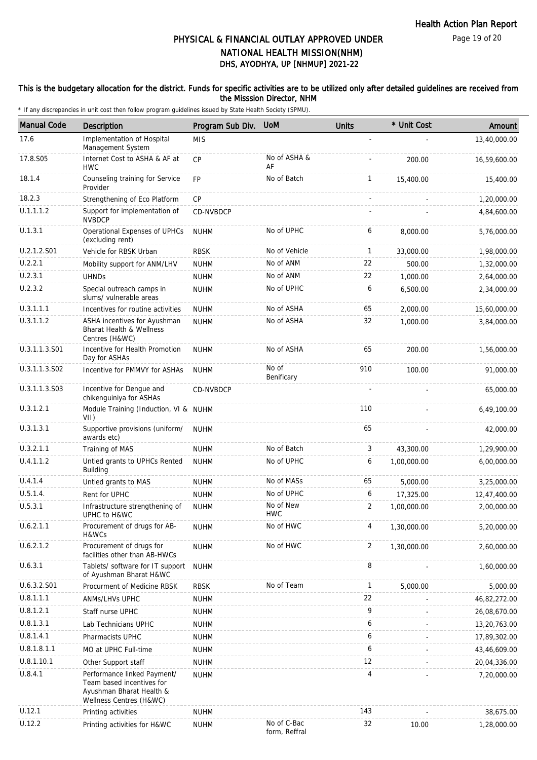# PHYSICAL & FINANCIAL OUTLAY APPROVED UNDER NATIONAL HEALTH MISSION(NHM)

## DHS, AYODHYA, UP [NHMUP] 2021-22

**This is the budgetary allocation for the district. Funds for specific activities are to be utilized only after detailed guidelines are received from the Misssion Director, NHM**

\* If any discrepancies in unit cost then follow program guidelines issued by State Health Society (SPMU).

| Manual Code | Description | Program Sub Div. | UoM | Units | * Unit Cost | Amount |
|---|---|---|---|---|---|---|
| 17.6 | Implementation of Hospital Management System | MIS | | - | - | 13,40,000.00 |
| 17.8.S05 | Internet Cost to ASHA & AF at HWC | CP | No of ASHA & AF | - | 200.00 | 16,59,600.00 |
| 18.1.4 | Counseling training for Service Provider | FP | No of Batch | 1 | 15,400.00 | 15,400.00 |
| 18.2.3 | Strengthening of Eco Platform | CP | | - | - | 1,20,000.00 |
| U.1.1.1.2 | Support for implementation of NVBDCP | CD-NVBDCP | | - | - | 4,84,600.00 |
| U.1.3.1 | Operational Expenses of UPHCs (excluding rent) | NUHM | No of UPHC | 6 | 8,000.00 | 5,76,000.00 |
| U.2.1.2.S01 | Vehicle for RBSK Urban | RBSK | No of Vehicle | 1 | 33,000.00 | 1,98,000.00 |
| U.2.2.1 | Mobility support for ANM/LHV | NUHM | No of ANM | 22 | 500.00 | 1,32,000.00 |
| U.2.3.1 | UHNDs | NUHM | No of ANM | 22 | 1,000.00 | 2,64,000.00 |
| U.2.3.2 | Special outreach camps in slums/ vulnerable areas | NUHM | No of UPHC | 6 | 6,500.00 | 2,34,000.00 |
| U.3.1.1.1 | Incentives for routine activities | NUHM | No of ASHA | 65 | 2,000.00 | 15,60,000.00 |
| U.3.1.1.2 | ASHA incentives for Ayushman Bharat Health & Wellness Centres (H&WC) | NUHM | No of ASHA | 32 | 1,000.00 | 3,84,000.00 |
| U.3.1.1.3.S01 | Incentive for Health Promotion Day for ASHAs | NUHM | No of ASHA | 65 | 200.00 | 1,56,000.00 |
| U.3.1.1.3.S02 | Incentive for PMMVY for ASHAs | NUHM | No of Benificary | 910 | 100.00 | 91,000.00 |
| U.3.1.1.3.S03 | Incentive for Dengue and chikenguiniya for ASHAs | CD-NVBDCP | | - | - | 65,000.00 |
| U.3.1.2.1 | Module Training (Induction, VI & VII) | NUHM | | 110 | - | 6,49,100.00 |
| U.3.1.3.1 | Supportive provisions (uniform/ awards etc) | NUHM | | 65 | - | 42,000.00 |
| U.3.2.1.1 | Training of MAS | NUHM | No of Batch | 3 | 43,300.00 | 1,29,900.00 |
| U.4.1.1.2 | Untied grants to UPHCs Rented Building | NUHM | No of UPHC | 6 | 1,00,000.00 | 6,00,000.00 |
| U.4.1.4 | Untied grants to MAS | NUHM | No of MASs | 65 | 5,000.00 | 3,25,000.00 |
| U.5.1.4. | Rent for UPHC | NUHM | No of UPHC | 6 | 17,325.00 | 12,47,400.00 |
| U.5.3.1 | Infrastructure strengthening of UPHC to H&WC | NUHM | No of New HWC | 2 | 1,00,000.00 | 2,00,000.00 |
| U.6.2.1.1 | Procurement of drugs for AB-H&WCs | NUHM | No of HWC | 4 | 1,30,000.00 | 5,20,000.00 |
| U.6.2.1.2 | Procurement of drugs for facilities other than AB-HWCs | NUHM | No of HWC | 2 | 1,30,000.00 | 2,60,000.00 |
| U.6.3.1 | Tablets/ software for IT support of Ayushman Bharat H&WC | NUHM | | 8 | - | 1,60,000.00 |
| U.6.3.2.S01 | Procurment of Medicine RBSK | RBSK | No of Team | 1 | 5,000.00 | 5,000.00 |
| U.8.1.1.1 | ANMs/LHVs UPHC | NUHM | | 22 | - | 46,82,272.00 |
| U.8.1.2.1 | Staff nurse UPHC | NUHM | | 9 | - | 26,08,670.00 |
| U.8.1.3.1 | Lab Technicians UPHC | NUHM | | 6 | - | 13,20,763.00 |
| U.8.1.4.1 | Pharmacists UPHC | NUHM | | 6 | - | 17,89,302.00 |
| U.8.1.8.1.1 | MO at UPHC Full-time | NUHM | | 6 | - | 43,46,609.00 |
| U.8.1.10.1 | Other Support staff | NUHM | | 12 | - | 20,04,336.00 |
| U.8.4.1 | Performance linked Payment/ Team based incentives for Ayushman Bharat Health & Wellness Centres (H&WC) | NUHM | | 4 | - | 7,20,000.00 |
| U.12.1 | Printing activities | NUHM | | 143 | - | 38,675.00 |
| U.12.2 | Printing activities for H&WC | NUHM | No of C-Bac form, Reffral | 32 | 10.00 | 1,28,000.00 |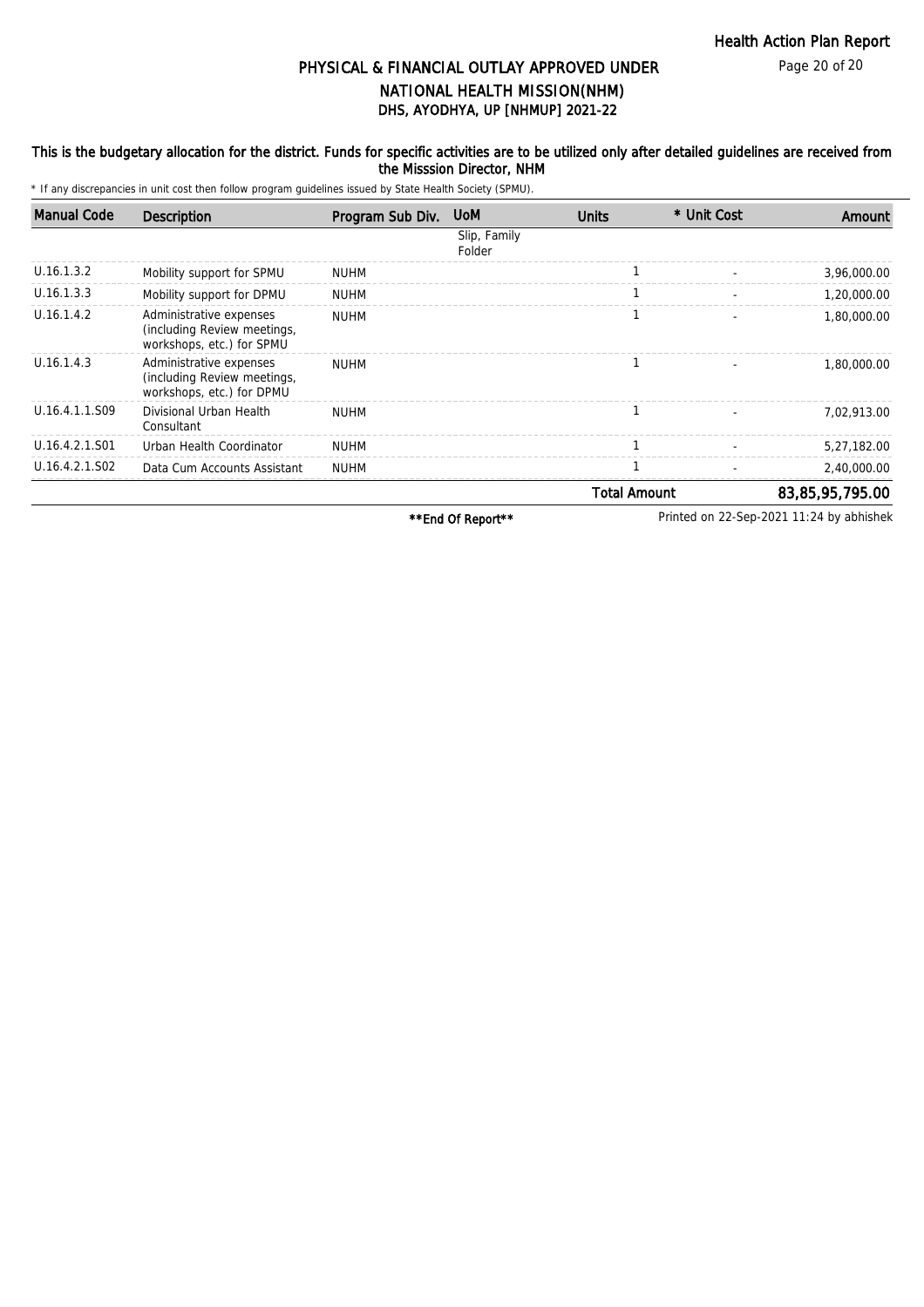# PHYSICAL & FINANCIAL OUTLAY APPROVED UNDER NATIONAL HEALTH MISSION(NHM)

## DHS, AYODHYA, UP [NHMUP] 2021-22

**This is the budgetary allocation for the district. Funds for specific activities are to be utilized only after detailed guidelines are received from the Misssion Director, NHM**

* If any discrepancies in unit cost then follow program guidelines issued by State Health Society (SPMU).

| Manual Code | Description | Program Sub Div. | UoM | Units | * Unit Cost | Amount |
|---|---|---|---|---|---|---|
| | | | Slip, Family Folder | | | |
| U.16.1.3.2 | Mobility support for SPMU | NUHM | | 1 | - | 3,96,000.00 |
| U.16.1.3.3 | Mobility support for DPMU | NUHM | | 1 | - | 1,20,000.00 |
| U.16.1.4.2 | Administrative expenses (including Review meetings, workshops, etc.) for SPMU | NUHM | | 1 | - | 1,80,000.00 |
| U.16.1.4.3 | Administrative expenses (including Review meetings, workshops, etc.) for DPMU | NUHM | | 1 | - | 1,80,000.00 |
| U.16.4.1.1.S09 | Divisional Urban Health Consultant | NUHM | | 1 | - | 7,02,913.00 |
| U.16.4.2.1.S01 | Urban Health Coordinator | NUHM | | 1 | - | 5,27,182.00 |
| U.16.4.2.1.S02 | Data Cum Accounts Assistant | NUHM | | 1 | - | 2,40,000.00 |
| | | | | **Total Amount** | | **83,85,95,795.00** |

**End Of Report**

Printed on 22-Sep-2021 11:24 by abhishek